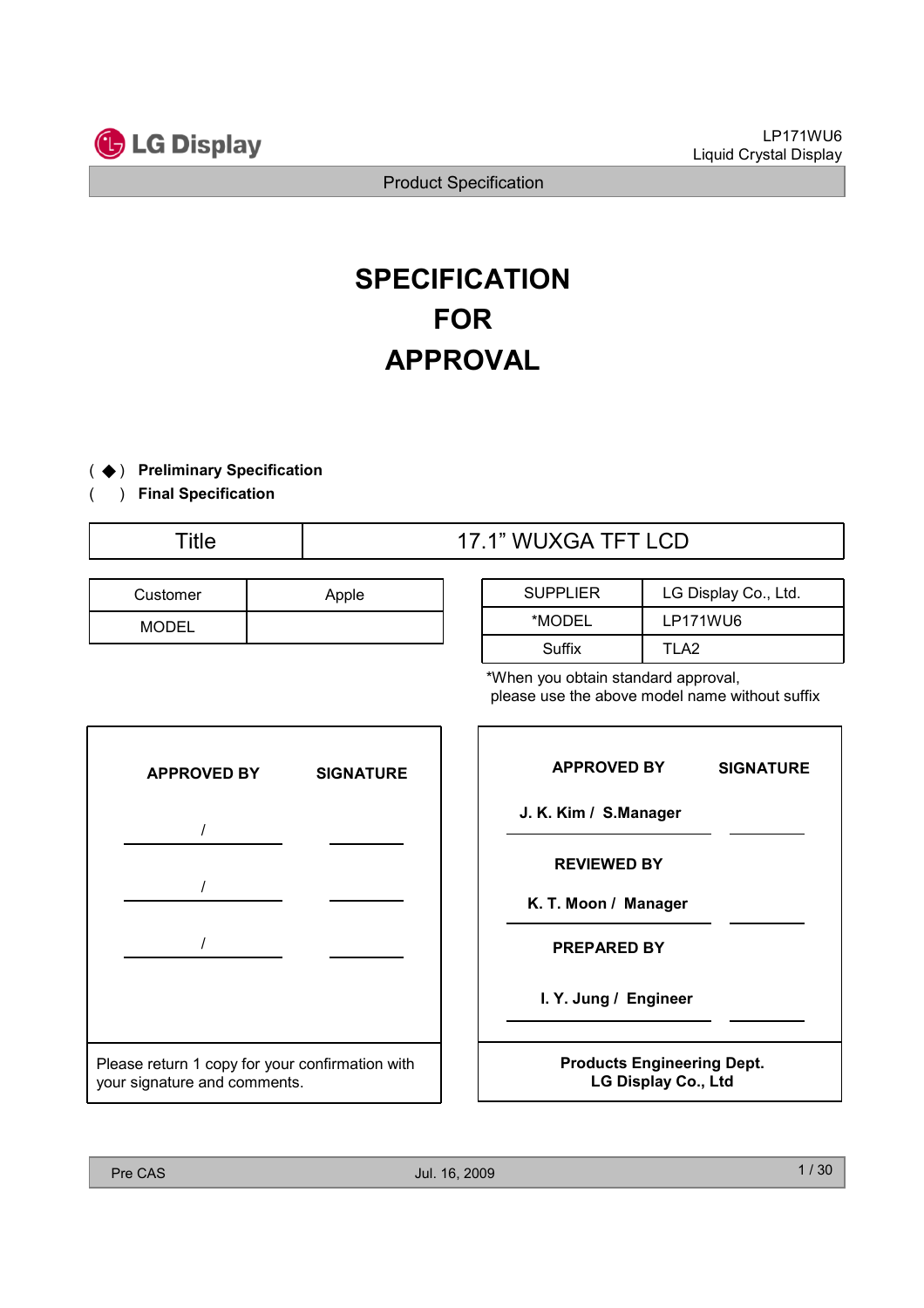# SPECIFICATION
# FOR
# APPROVAL

( ◆ ) **Preliminary Specification**

(   ) **Final Specification**

| Title | 17.1” WUXGA TFT LCD |
|---|---|

| Customer | Apple |
|---|---|
| MODEL | |

| SUPPLIER | LG Display Co., Ltd. |
|---|---|
| *MODEL | LP171WU6 |
| Suffix | TLA2 |

*When you obtain standard approval, please use the above model name without suffix

| APPROVED BY | SIGNATURE |
|---|---|
| / | |
| / | |
| / | |

Please return 1 copy for your confirmation with your signature and comments.

| APPROVED BY | SIGNATURE |
|---|---|
| J. K. Kim / S.Manager | |
| **REVIEWED BY** | |
| K. T. Moon / Manager | |
| **PREPARED BY** | |
| I. Y. Jung / Engineer | |

**Products Engineering Dept.**
**LG Display Co., Ltd**

Pre CAS    Jul. 16, 2009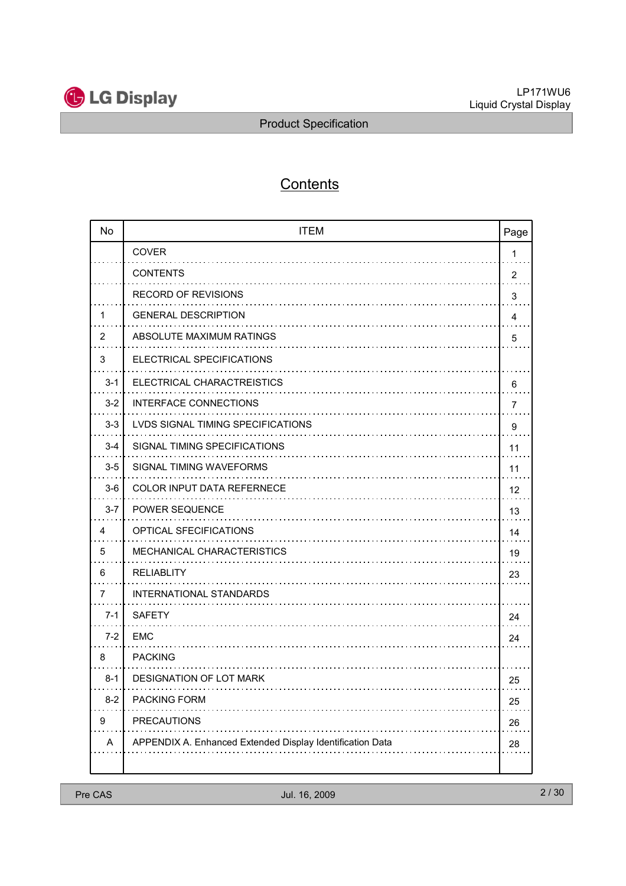# Contents

| No | ITEM | Page |
|---|---|---|
| | COVER | 1 |
| | CONTENTS | 2 |
| | RECORD OF REVISIONS | 3 |
| 1 | GENERAL DESCRIPTION | 4 |
| 2 | ABSOLUTE MAXIMUM RATINGS | 5 |
| 3 | ELECTRICAL SPECIFICATIONS | |
| 3-1 | ELECTRICAL CHARACTREISTICS | 6 |
| 3-2 | INTERFACE CONNECTIONS | 7 |
| 3-3 | LVDS SIGNAL TIMING SPECIFICATIONS | 9 |
| 3-4 | SIGNAL TIMING SPECIFICATIONS | 11 |
| 3-5 | SIGNAL TIMING WAVEFORMS | 11 |
| 3-6 | COLOR INPUT DATA REFERNECE | 12 |
| 3-7 | POWER SEQUENCE | 13 |
| 4 | OPTICAL SFECIFICATIONS | 14 |
| 5 | MECHANICAL CHARACTERISTICS | 19 |
| 6 | RELIABLITY | 23 |
| 7 | INTERNATIONAL STANDARDS | |
| 7-1 | SAFETY | 24 |
| 7-2 | EMC | 24 |
| 8 | PACKING | |
| 8-1 | DESIGNATION OF LOT MARK | 25 |
| 8-2 | PACKING FORM | 25 |
| 9 | PRECAUTIONS | 26 |
| A | APPENDIX A. Enhanced Extended Display Identification Data | 28 |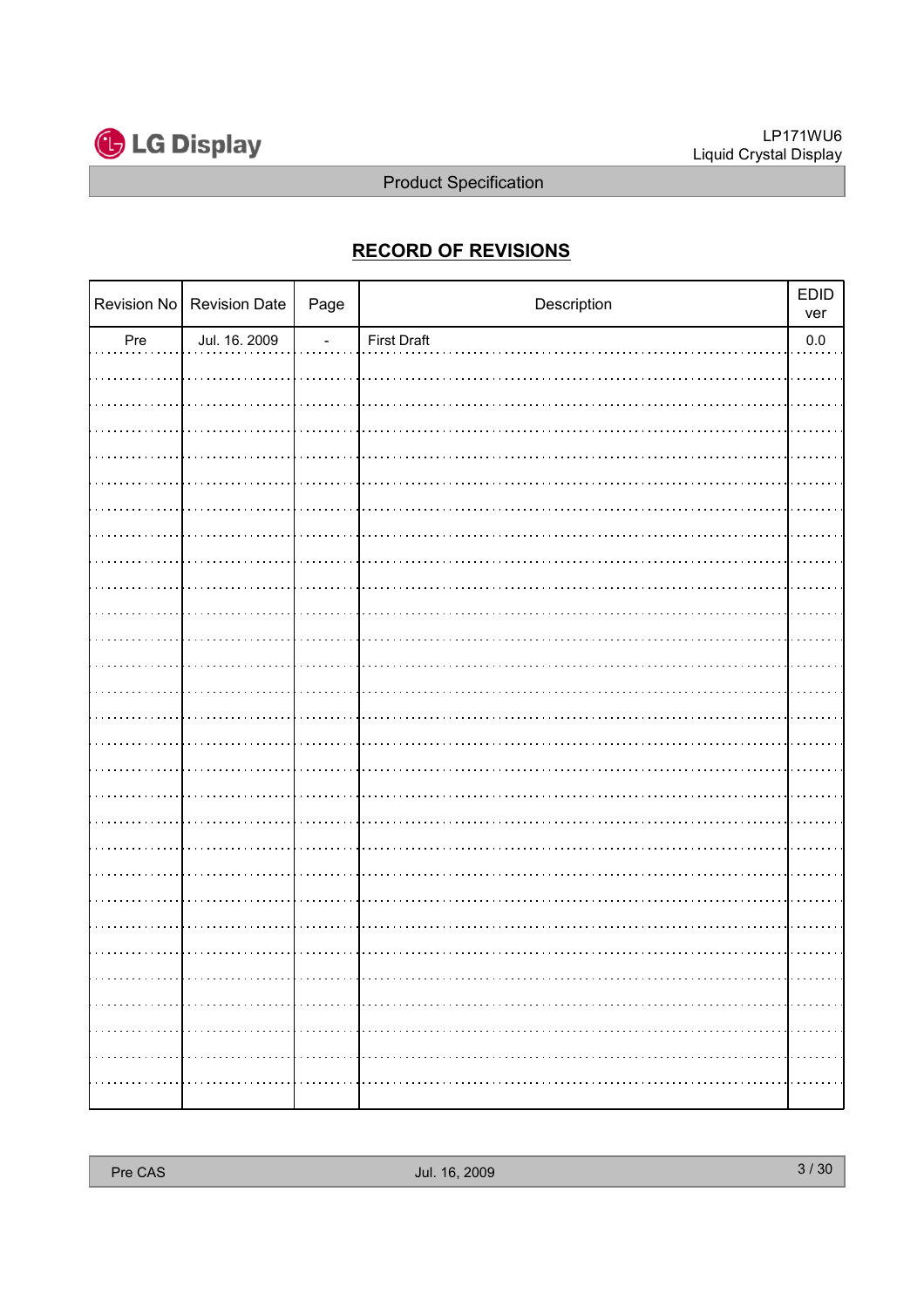## RECORD OF REVISIONS

| Revision No | Revision Date | Page | Description | EDID ver |
|---|---|---|---|---|
| Pre | Jul. 16. 2009 | - | First Draft | 0.0 |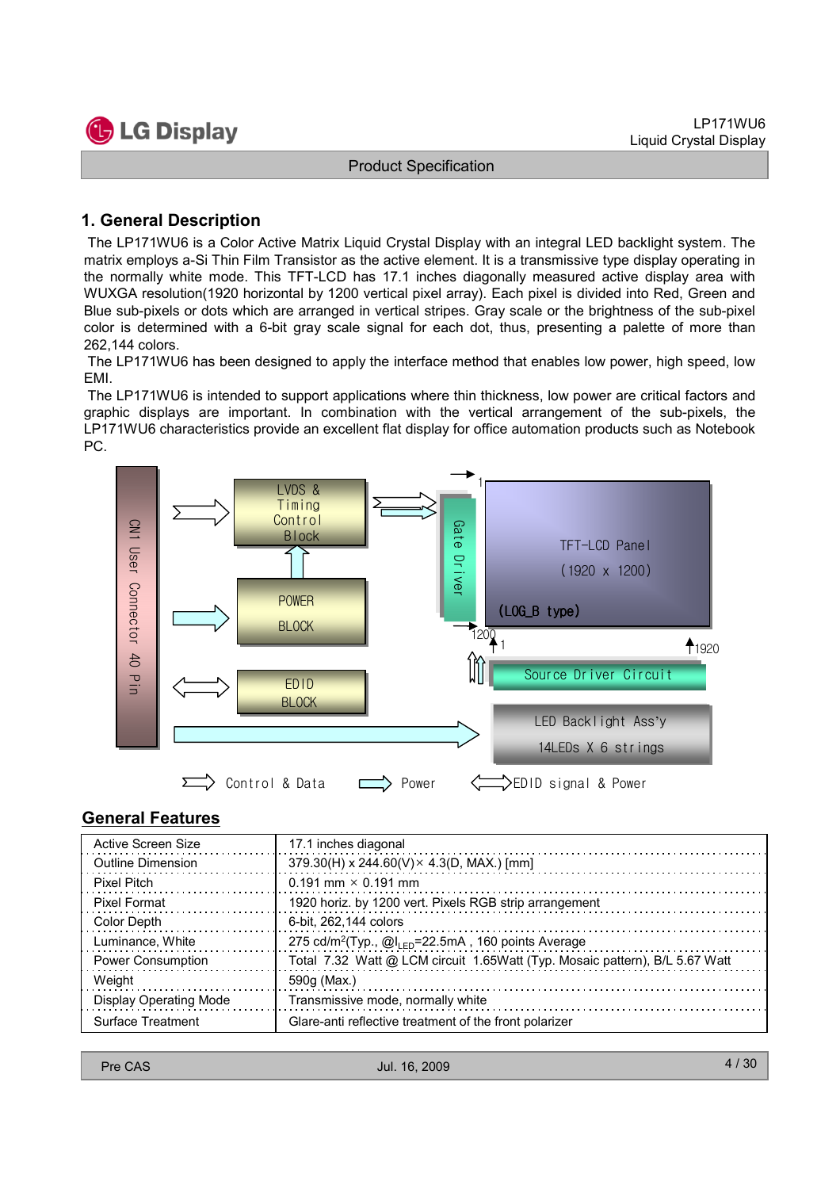## 1. General Description

The LP171WU6 is a Color Active Matrix Liquid Crystal Display with an integral LED backlight system. The matrix employs a-Si Thin Film Transistor as the active element. It is a transmissive type display operating in the normally white mode. This TFT-LCD has 17.1 inches diagonally measured active display area with WUXGA resolution(1920 horizontal by 1200 vertical pixel array). Each pixel is divided into Red, Green and Blue sub-pixels or dots which are arranged in vertical stripes. Gray scale or the brightness of the sub-pixel color is determined with a 6-bit gray scale signal for each dot, thus, presenting a palette of more than 262,144 colors.

The LP171WU6 has been designed to apply the interface method that enables low power, high speed, low EMI.

The LP171WU6 is intended to support applications where thin thickness, low power are critical factors and graphic displays are important. In combination with the vertical arrangement of the sub-pixels, the LP171WU6 characteristics provide an excellent flat display for office automation products such as Notebook PC.

CN1 User Connector 40 Pin

LVDS & Timing Control Block

POWER BLOCK

EDID BLOCK

Gate Driver

TFT-LCD Panel (1920 x 1200)

(LOG_B type)

Source Driver Circuit

LED Backlight Ass'y 14LEDs X 6 strings

Control & Data — Power — EDID signal & Power

## General Features

| | |
|---|---|
| Active Screen Size | 17.1 inches diagonal |
| Outline Dimension | 379.30(H) x 244.60(V) × 4.3(D, MAX.) [mm] |
| Pixel Pitch | 0.191 mm × 0.191 mm |
| Pixel Format | 1920 horiz. by 1200 vert. Pixels RGB strip arrangement |
| Color Depth | 6-bit, 262,144 colors |
| Luminance, White | 275 cd/m$^2$(Typ., @$I_{LED}$=22.5mA , 160 points Average |
| Power Consumption | Total 7.32 Watt @ LCM circuit 1.65Watt (Typ. Mosaic pattern), B/L 5.67 Watt |
| Weight | 590g (Max.) |
| Display Operating Mode | Transmissive mode, normally white |
| Surface Treatment | Glare-anti reflective treatment of the front polarizer |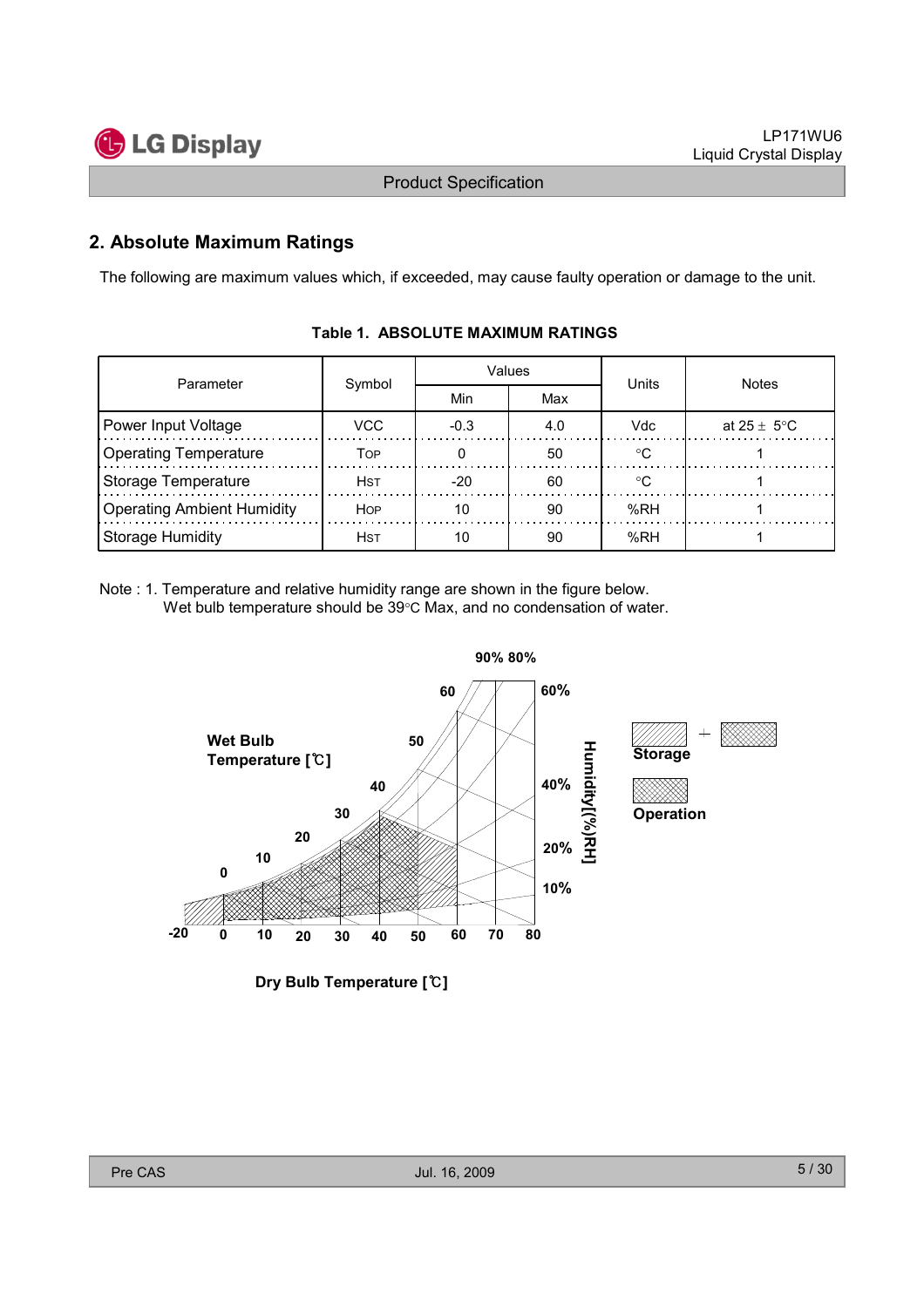## 2. Absolute Maximum Ratings

The following are maximum values which, if exceeded, may cause faulty operation or damage to the unit.

**Table 1. ABSOLUTE MAXIMUM RATINGS**

| Parameter | Symbol | Values | | Units | Notes |
|---|---|---|---|---|---|
| | | Min | Max | | |
| Power Input Voltage | VCC | -0.3 | 4.0 | Vdc | at 25 ± 5°C |
| Operating Temperature | TOP | 0 | 50 | °C | 1 |
| Storage Temperature | HST | -20 | 60 | °C | 1 |
| Operating Ambient Humidity | HOP | 10 | 90 | %RH | 1 |
| Storage Humidity | HST | 10 | 90 | %RH | 1 |

Note : 1. Temperature and relative humidity range are shown in the figure below.
Wet bulb temperature should be 39°C Max, and no condensation of water.

Wet Bulb Temperature [℃]

Humidity[(%)RH]

Storage

Operation

Dry Bulb Temperature [℃]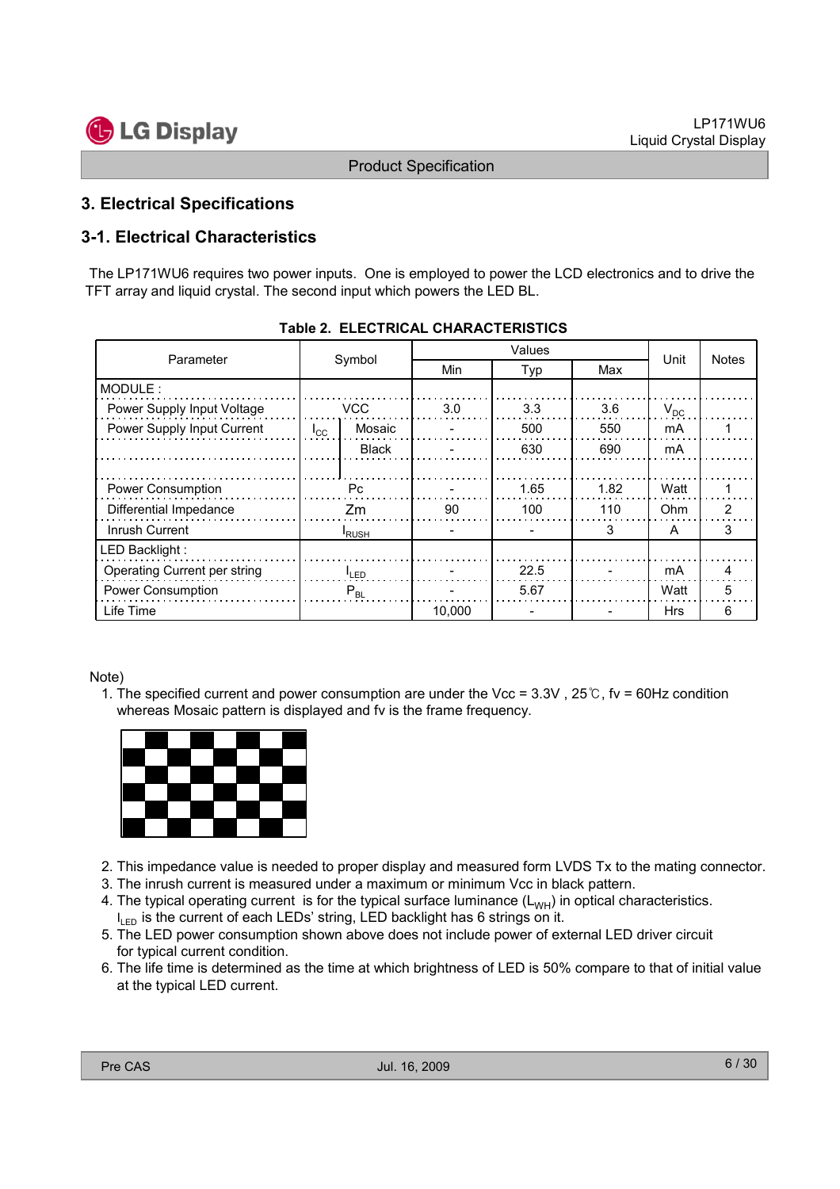## 3. Electrical Specifications

### 3-1. Electrical Characteristics

The LP171WU6 requires two power inputs. One is employed to power the LCD electronics and to drive the TFT array and liquid crystal. The second input which powers the LED BL.

**Table 2. ELECTRICAL CHARACTERISTICS**

| Parameter | Symbol | | Values | | | Unit | Notes |
|---|---|---|---|---|---|---|---|
| | | | Min | Typ | Max | | |
| MODULE : | | | | | | | |
| Power Supply Input Voltage | VCC | | 3.0 | 3.3 | 3.6 | $V_{DC}$ | |
| Power Supply Input Current | $I_{CC}$ | Mosaic | - | 500 | 550 | mA | 1 |
| | | Black | - | 630 | 690 | mA | |
| Power Consumption | Pc | | - | 1.65 | 1.82 | Watt | 1 |
| Differential Impedance | Zm | | 90 | 100 | 110 | Ohm | 2 |
| Inrush Current | $I_{RUSH}$ | | - | - | 3 | A | 3 |
| LED Backlight : | | | | | | | |
| Operating Current per string | $I_{LED}$ | | - | 22.5 | - | mA | 4 |
| Power Consumption | $P_{BL}$ | | - | 5.67 | | Watt | 5 |
| Life Time | | | 10,000 | - | - | Hrs | 6 |

Note)

1. The specified current and power consumption are under the Vcc = 3.3V , 25℃, fv = 60Hz condition whereas Mosaic pattern is displayed and fv is the frame frequency.
2. This impedance value is needed to proper display and measured form LVDS Tx to the mating connector.
3. The inrush current is measured under a maximum or minimum Vcc in black pattern.
4. The typical operating current is for the typical surface luminance ($L_{WH}$) in optical characteristics. $I_{LED}$ is the current of each LEDs' string, LED backlight has 6 strings on it.
5. The LED power consumption shown above does not include power of external LED driver circuit for typical current condition.
6. The life time is determined as the time at which brightness of LED is 50% compare to that of initial value at the typical LED current.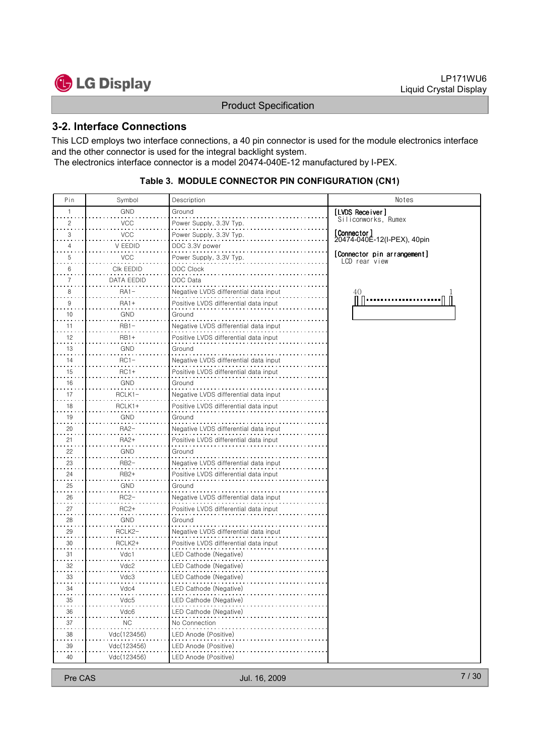## 3-2. Interface Connections

This LCD employs two interface connections, a 40 pin connector is used for the module electronics interface and the other connector is used for the integral backlight system.
The electronics interface connector is a model 20474-040E-12 manufactured by I-PEX.

**Table 3. MODULE CONNECTOR PIN CONFIGURATION (CN1)**

| Pin | Symbol | Description | Notes |
|---|---|---|---|
| 1 | GND | Ground | [LVDS Receiver] Siliconworks, Rumex |
| 2 | VCC | Power Supply, 3.3V Typ. | |
| 3 | VCC | Power Supply, 3.3V Typ. | [Connector] 20474-040E-12(I-PEX), 40pin |
| 4 | V EEDID | DDC 3.3V power | |
| 5 | VCC | Power Supply, 3.3V Typ. | [Connector pin arrangement] LCD rear view |
| 6 | Clk EEDID | DDC Clock | |
| 7 | DATA EEDID | DDC Data | |
| 8 | RA1− | Negative LVDS differential data input | 40 ... 1 |
| 9 | RA1+ | Positive LVDS differential data input | |
| 10 | GND | Ground | |
| 11 | RB1− | Negative LVDS differential data input | |
| 12 | RB1+ | Positive LVDS differential data input | |
| 13 | GND | Ground | |
| 14 | RC1− | Negative LVDS differential data input | |
| 15 | RC1+ | Positive LVDS differential data input | |
| 16 | GND | Ground | |
| 17 | RCLK1− | Negative LVDS differential data input | |
| 18 | RCLK1+ | Positive LVDS differential data input | |
| 19 | GND | Ground | |
| 20 | RA2− | Negative LVDS differential data input | |
| 21 | RA2+ | Positive LVDS differential data input | |
| 22 | GND | Ground | |
| 23 | RB2− | Negative LVDS differential data input | |
| 24 | RB2+ | Positive LVDS differential data input | |
| 25 | GND | Ground | |
| 26 | RC2− | Negative LVDS differential data input | |
| 27 | RC2+ | Positive LVDS differential data input | |
| 28 | GND | Ground | |
| 29 | RCLK2− | Negative LVDS differential data input | |
| 30 | RCLK2+ | Positive LVDS differential data input | |
| 31 | Vdc1 | LED Cathode (Negative) | |
| 32 | Vdc2 | LED Cathode (Negative) | |
| 33 | Vdc3 | LED Cathode (Negative) | |
| 34 | Vdc4 | LED Cathode (Negative) | |
| 35 | Vdc5 | LED Cathode (Negative) | |
| 36 | Vdc6 | LED Cathode (Negative) | |
| 37 | NC | No Connection | |
| 38 | Vdc(123456) | LED Anode (Positive) | |
| 39 | Vdc(123456) | LED Anode (Positive) | |
| 40 | Vdc(123456) | LED Anode (Positive) | |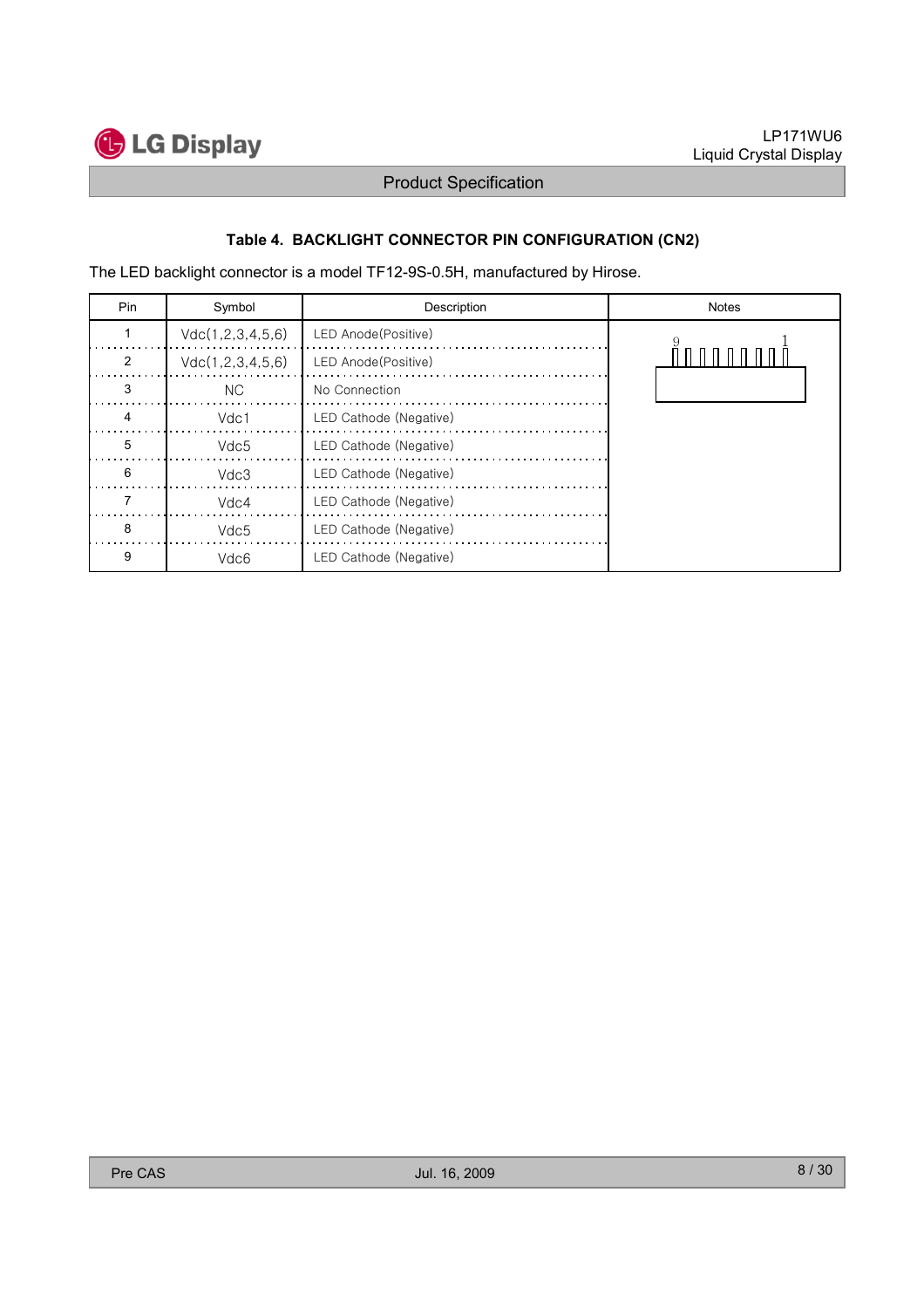### Table 4. BACKLIGHT CONNECTOR PIN CONFIGURATION (CN2)

The LED backlight connector is a model TF12-9S-0.5H, manufactured by Hirose.

| Pin | Symbol | Description | Notes |
|---|---|---|---|
| 1 | Vdc(1,2,3,4,5,6) | LED Anode(Positive) | |
| 2 | Vdc(1,2,3,4,5,6) | LED Anode(Positive) | |
| 3 | NC | No Connection | |
| 4 | Vdc1 | LED Cathode (Negative) | |
| 5 | Vdc5 | LED Cathode (Negative) | |
| 6 | Vdc3 | LED Cathode (Negative) | |
| 7 | Vdc4 | LED Cathode (Negative) | |
| 8 | Vdc5 | LED Cathode (Negative) | |
| 9 | Vdc6 | LED Cathode (Negative) | |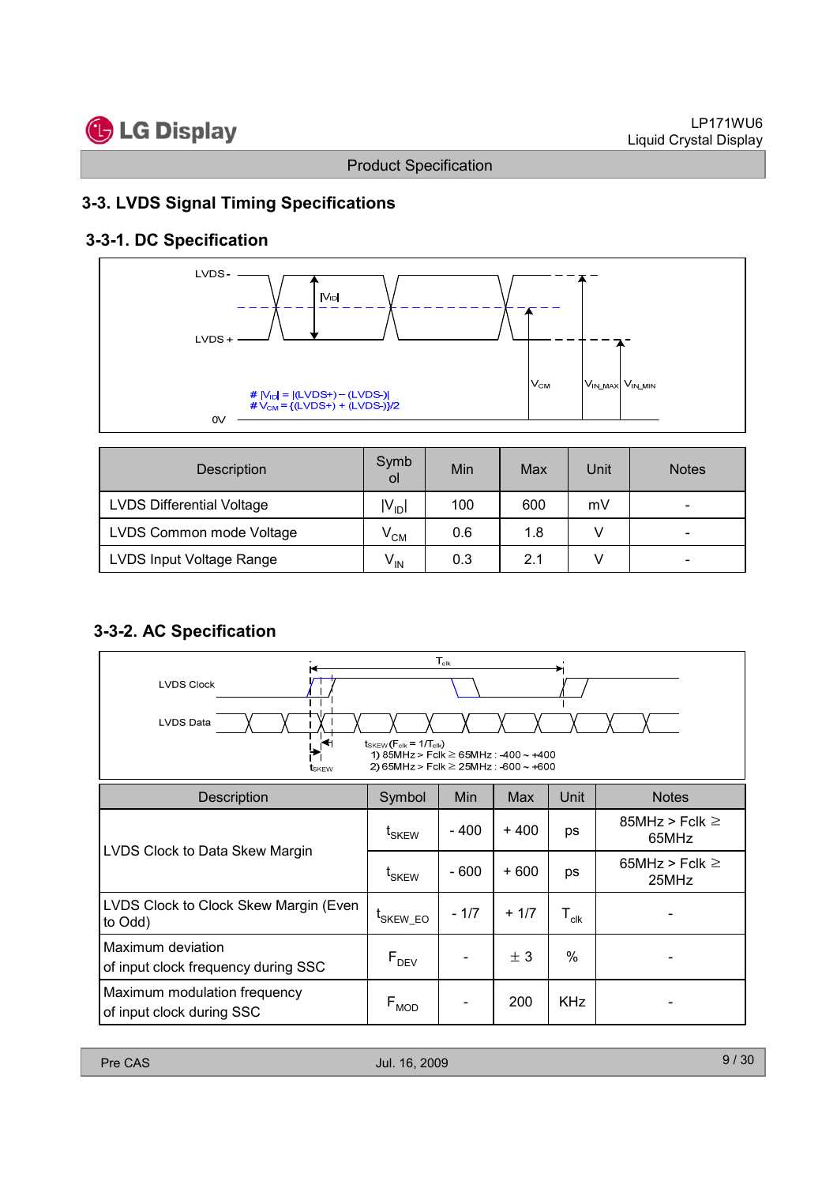## 3-3. LVDS Signal Timing Specifications

### 3-3-1. DC Specification

LVDS -

$|V_{ID}|$

LVDS +

# $|V_{ID}|$ = |(LVDS+) – (LVDS-)|
# $V_{CM}$ = {(LVDS+) + (LVDS-)}/2

0V

$V_{CM}$ $V_{IN\_MAX}$ $V_{IN\_MIN}$

| Description | Symbol | Min | Max | Unit | Notes |
|---|---|---|---|---|---|
| LVDS Differential Voltage | $\lvert V_{ID}\rvert$ | 100 | 600 | mV | - |
| LVDS Common mode Voltage | $V_{CM}$ | 0.6 | 1.8 | V | - |
| LVDS Input Voltage Range | $V_{IN}$ | 0.3 | 2.1 | V | - |

### 3-3-2. AC Specification

LVDS Clock

LVDS Data

$T_{clk}$

$t_{SKEW}$

$t_{SKEW}$ ($F_{clk}$ = 1/$T_{clk}$)
1) 85MHz > Fclk ≥ 65MHz : -400 ~ +400
2) 65MHz > Fclk ≥ 25MHz : -600 ~ +600

| Description | Symbol | Min | Max | Unit | Notes |
|---|---|---|---|---|---|
| LVDS Clock to Data Skew Margin | $t_{SKEW}$ | - 400 | + 400 | ps | 85MHz > Fclk ≥ 65MHz |
| | $t_{SKEW}$ | - 600 | + 600 | ps | 65MHz > Fclk ≥ 25MHz |
| LVDS Clock to Clock Skew Margin (Even to Odd) | $t_{SKEW\_EO}$ | - 1/7 | + 1/7 | $T_{clk}$ | - |
| Maximum deviation of input clock frequency during SSC | $F_{DEV}$ | - | ± 3 | % | - |
| Maximum modulation frequency of input clock during SSC | $F_{MOD}$ | - | 200 | KHz | - |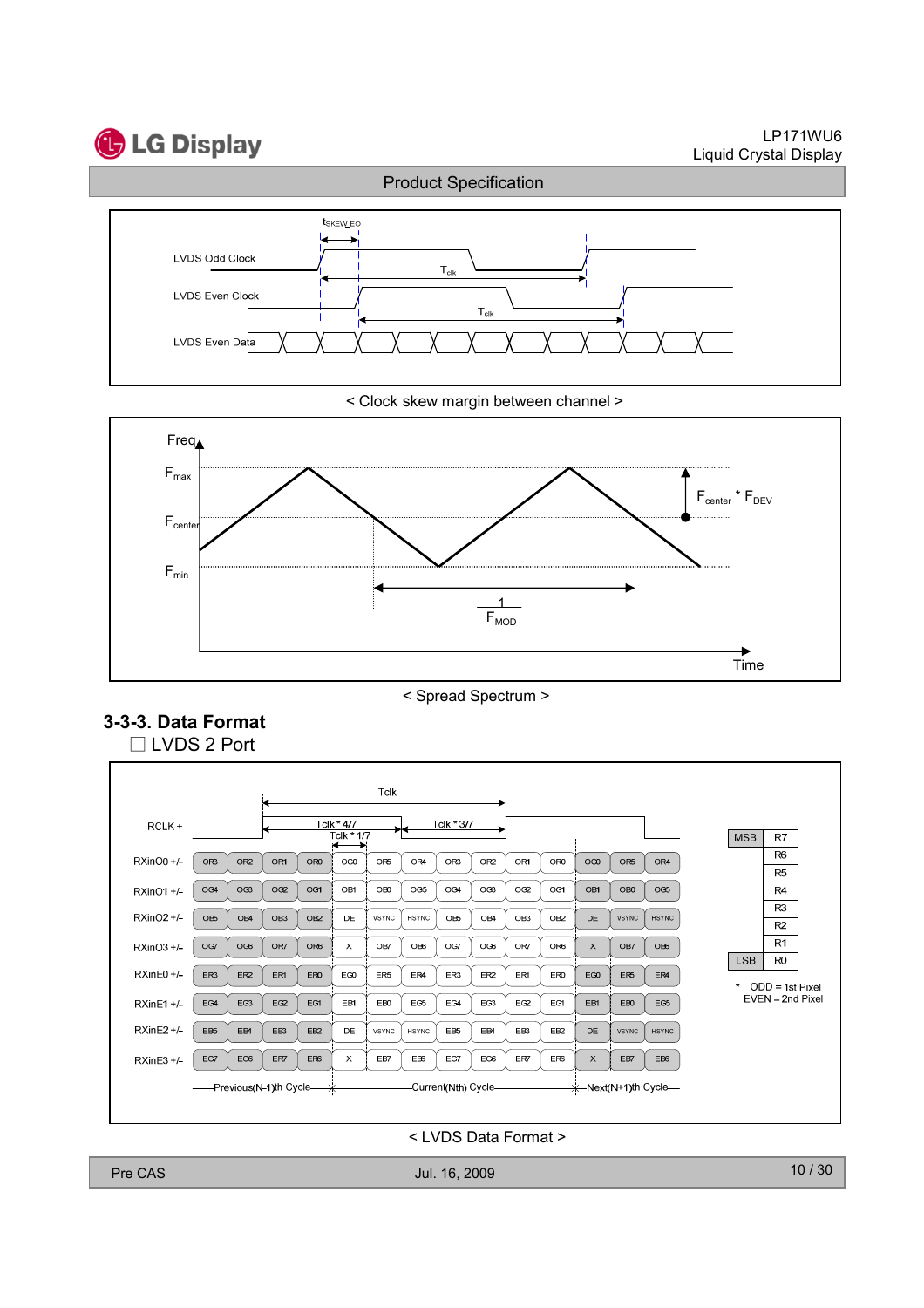< Clock skew margin between channel >

< Spread Spectrum >

### 3-3-3. Data Format

☐ LVDS 2 Port

| Signal | Previous(N-1)th Cycle | | | | Current(Nth) Cycle | | | | | | | Next(N+1)th Cycle | | | |
|---|---|---|---|---|---|---|---|---|---|---|---|---|---|---|---|
| RXinO0 +/- | OR3 | OR2 | OR1 | OR0 | OG0 | OR5 | OR4 | OR3 | OR2 | OR1 | OR0 | OG0 | OR5 | OR4 |
| RXinO1 +/- | OG4 | OG3 | OG2 | OG1 | OB1 | OB0 | OG5 | OG4 | OG3 | OG2 | OG1 | OB1 | OB0 | OG5 |
| RXinO2 +/- | OB5 | OB4 | OB3 | OB2 | DE | VSYNC | HSYNC | OB5 | OB4 | OB3 | OB2 | DE | VSYNC | HSYNC |
| RXinO3 +/- | OG7 | OG6 | OR7 | OR6 | X | OB7 | OB6 | OG7 | OG6 | OR7 | OR6 | X | OB7 | OB6 |
| RXinE0 +/- | ER3 | ER2 | ER1 | ER0 | EG0 | ER5 | ER4 | ER3 | ER2 | ER1 | ER0 | EG0 | ER5 | ER4 |
| RXinE1 +/- | EG4 | EG3 | EG2 | EG1 | EB1 | EB0 | EG5 | EG4 | EG3 | EG2 | EG1 | EB1 | EB0 | EG5 |
| RXinE2 +/- | EB5 | EB4 | EB3 | EB2 | DE | VSYNC | HSYNC | EB5 | EB4 | EB3 | EB2 | DE | VSYNC | HSYNC |
| RXinE3 +/- | EG7 | EG6 | ER7 | ER6 | X | EB7 | EB6 | EG7 | EG6 | ER7 | ER6 | X | EB7 | EB6 |

RCLK+ : Tclk, Tclk * 4/7, Tclk * 3/7, Tclk * 1/7

| | |
|---|---|
| MSB | R7 |
| | R6 |
| | R5 |
| | R4 |
| | R3 |
| | R2 |
| | R1 |
| LSB | R0 |

\* ODD = 1st Pixel
EVEN = 2nd Pixel

< LVDS Data Format >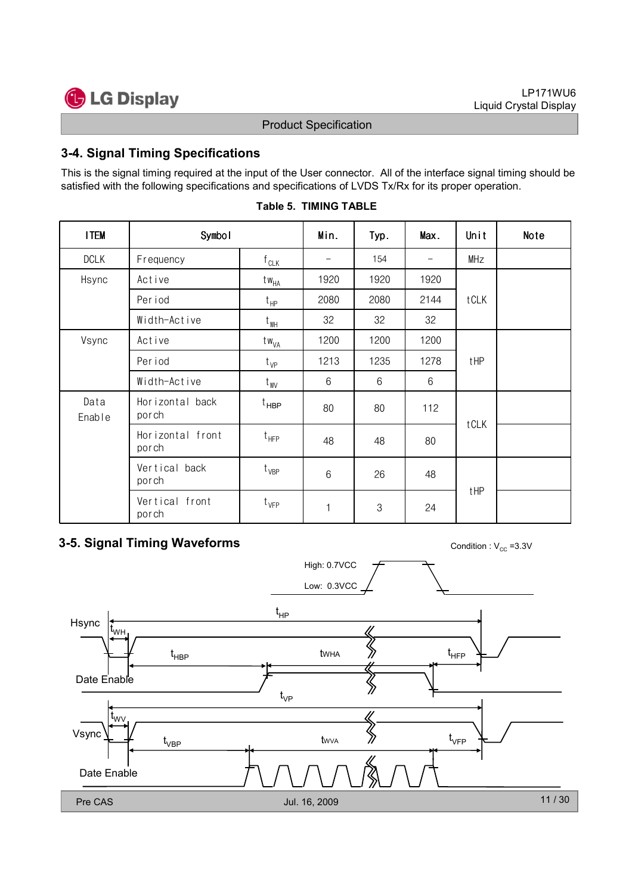## 3-4. Signal Timing Specifications

This is the signal timing required at the input of the User connector. All of the interface signal timing should be satisfied with the following specifications and specifications of LVDS Tx/Rx for its proper operation.

**Table 5. TIMING TABLE**

| ITEM | Symbol | | Min. | Typ. | Max. | Unit | Note |
|---|---|---|---|---|---|---|---|
| DCLK | Frequency | $f_{CLK}$ | – | 154 | – | MHz | |
| Hsync | Active | $tw_{HA}$ | 1920 | 1920 | 1920 | tCLK | |
| | Period | $t_{HP}$ | 2080 | 2080 | 2144 | | |
| | Width-Active | $t_{WH}$ | 32 | 32 | 32 | | |
| Vsync | Active | $tw_{VA}$ | 1200 | 1200 | 1200 | tHP | |
| | Period | $t_{VP}$ | 1213 | 1235 | 1278 | | |
| | Width-Active | $t_{WV}$ | 6 | 6 | 6 | | |
| Data Enable | Horizontal back porch | $t_{HBP}$ | 80 | 80 | 112 | tCLK | |
| | Horizontal front porch | $t_{HFP}$ | 48 | 48 | 80 | | |
| | Vertical back porch | $t_{VBP}$ | 6 | 26 | 48 | tHP | |
| | Vertical front porch | $t_{VFP}$ | 1 | 3 | 24 | | |

## 3-5. Signal Timing Waveforms

Condition : $V_{CC}$ =3.3V

High: 0.7VCC

Low: 0.3VCC

Hsync: $t_{HP}$, $t_{WH}$, $t_{HBP}$, tWHA, $t_{HFP}$

Date Enable

Vsync: $t_{VP}$, $t_{WV}$, $t_{VBP}$, tWVA, $t_{VFP}$

Date Enable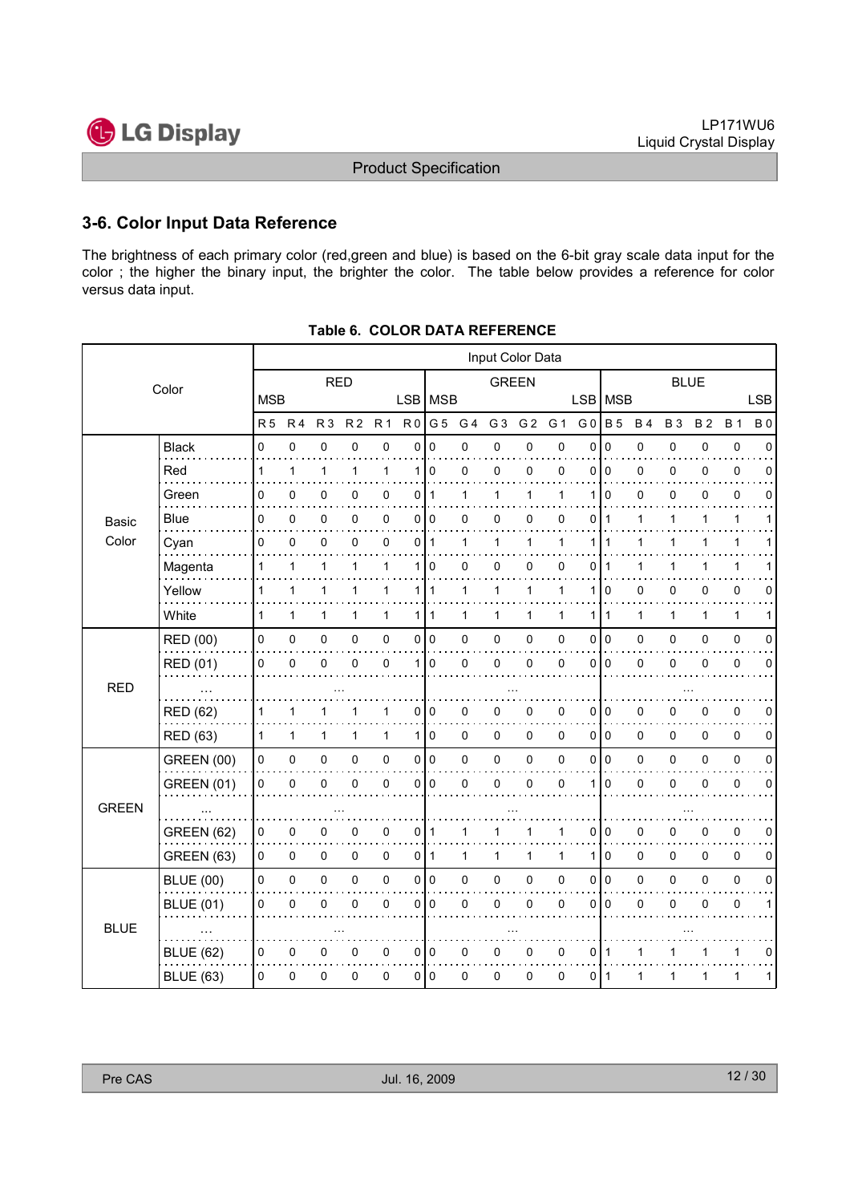## 3-6. Color Input Data Reference

The brightness of each primary color (red,green and blue) is based on the 6-bit gray scale data input for the color ; the higher the binary input, the brighter the color. The table below provides a reference for color versus data input.

**Table 6. COLOR DATA REFERENCE**

| Color | | Input Color Data | | | | | | | | | | | | | | | | | |
|---|---|---|---|---|---|---|---|---|---|---|---|---|---|---|---|---|---|---|---|
| | | RED MSB | | | | | LSB | GREEN MSB | | | | | LSB | BLUE MSB | | | | | LSB |
| | | R 5 | R 4 | R 3 | R 2 | R 1 | R 0 | G 5 | G 4 | G 3 | G 2 | G 1 | G 0 | B 5 | B 4 | B 3 | B 2 | B 1 | B 0 |
| Basic Color | Black | 0 | 0 | 0 | 0 | 0 | 0 | 0 | 0 | 0 | 0 | 0 | 0 | 0 | 0 | 0 | 0 | 0 | 0 |
| | Red | 1 | 1 | 1 | 1 | 1 | 1 | 0 | 0 | 0 | 0 | 0 | 0 | 0 | 0 | 0 | 0 | 0 | 0 |
| | Green | 0 | 0 | 0 | 0 | 0 | 0 | 1 | 1 | 1 | 1 | 1 | 1 | 0 | 0 | 0 | 0 | 0 | 0 |
| | Blue | 0 | 0 | 0 | 0 | 0 | 0 | 0 | 0 | 0 | 0 | 0 | 0 | 1 | 1 | 1 | 1 | 1 | 1 |
| | Cyan | 0 | 0 | 0 | 0 | 0 | 0 | 1 | 1 | 1 | 1 | 1 | 1 | 1 | 1 | 1 | 1 | 1 | 1 |
| | Magenta | 1 | 1 | 1 | 1 | 1 | 1 | 0 | 0 | 0 | 0 | 0 | 0 | 1 | 1 | 1 | 1 | 1 | 1 |
| | Yellow | 1 | 1 | 1 | 1 | 1 | 1 | 1 | 1 | 1 | 1 | 1 | 1 | 0 | 0 | 0 | 0 | 0 | 0 |
| | White | 1 | 1 | 1 | 1 | 1 | 1 | 1 | 1 | 1 | 1 | 1 | 1 | 1 | 1 | 1 | 1 | 1 | 1 |
| RED | RED (00) | 0 | 0 | 0 | 0 | 0 | 0 | 0 | 0 | 0 | 0 | 0 | 0 | 0 | 0 | 0 | 0 | 0 | 0 |
| | RED (01) | 0 | 0 | 0 | 0 | 0 | 1 | 0 | 0 | 0 | 0 | 0 | 0 | 0 | 0 | 0 | 0 | 0 | 0 |
| | ... | ... | | | | | | ... | | | | | | ... | | | | | |
| | RED (62) | 1 | 1 | 1 | 1 | 1 | 0 | 0 | 0 | 0 | 0 | 0 | 0 | 0 | 0 | 0 | 0 | 0 | 0 |
| | RED (63) | 1 | 1 | 1 | 1 | 1 | 1 | 0 | 0 | 0 | 0 | 0 | 0 | 0 | 0 | 0 | 0 | 0 | 0 |
| GREEN | GREEN (00) | 0 | 0 | 0 | 0 | 0 | 0 | 0 | 0 | 0 | 0 | 0 | 0 | 0 | 0 | 0 | 0 | 0 | 0 |
| | GREEN (01) | 0 | 0 | 0 | 0 | 0 | 0 | 0 | 0 | 0 | 0 | 0 | 1 | 0 | 0 | 0 | 0 | 0 | 0 |
| | ... | ... | | | | | | ... | | | | | | ... | | | | | |
| | GREEN (62) | 0 | 0 | 0 | 0 | 0 | 0 | 1 | 1 | 1 | 1 | 1 | 0 | 0 | 0 | 0 | 0 | 0 | 0 |
| | GREEN (63) | 0 | 0 | 0 | 0 | 0 | 0 | 1 | 1 | 1 | 1 | 1 | 1 | 0 | 0 | 0 | 0 | 0 | 0 |
| BLUE | BLUE (00) | 0 | 0 | 0 | 0 | 0 | 0 | 0 | 0 | 0 | 0 | 0 | 0 | 0 | 0 | 0 | 0 | 0 | 0 |
| | BLUE (01) | 0 | 0 | 0 | 0 | 0 | 0 | 0 | 0 | 0 | 0 | 0 | 0 | 0 | 0 | 0 | 0 | 0 | 1 |
| | ... | ... | | | | | | ... | | | | | | ... | | | | | |
| | BLUE (62) | 0 | 0 | 0 | 0 | 0 | 0 | 0 | 0 | 0 | 0 | 0 | 0 | 1 | 1 | 1 | 1 | 1 | 0 |
| | BLUE (63) | 0 | 0 | 0 | 0 | 0 | 0 | 0 | 0 | 0 | 0 | 0 | 0 | 1 | 1 | 1 | 1 | 1 | 1 |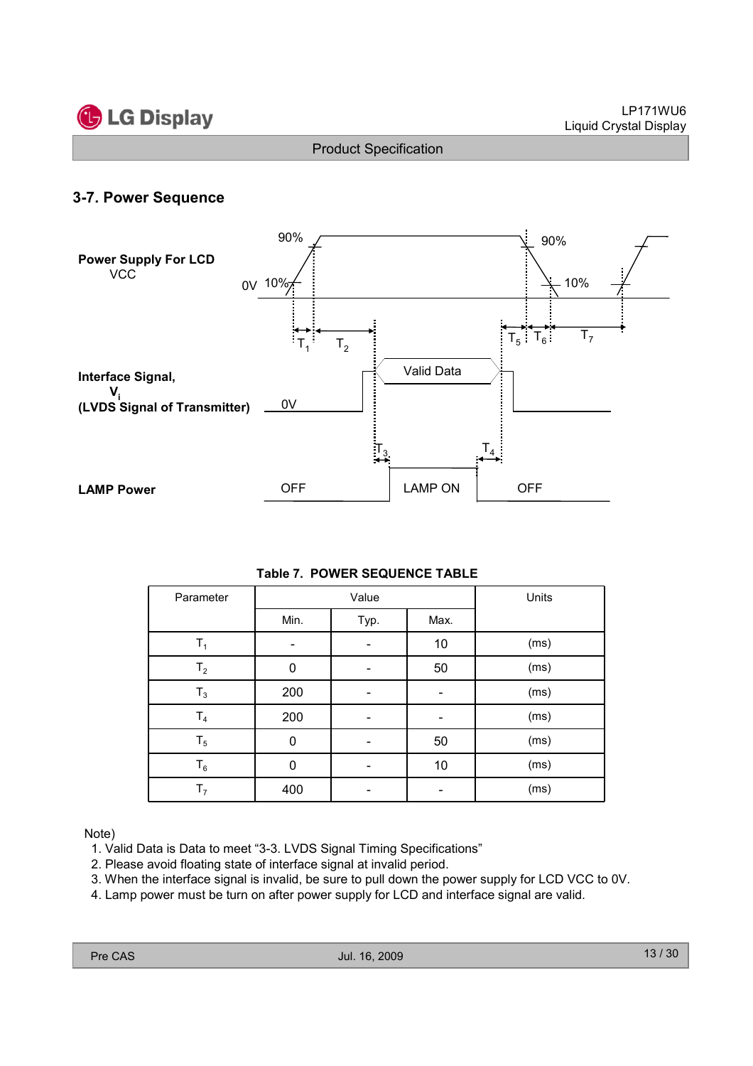## 3-7. Power Sequence

**Power Supply For LCD**
VCC

0V 10% 90% 90% 10%

$T_1$ $T_2$ $T_5$ $T_6$ $T_7$

**Interface Signal,**
**$V_i$**
**(LVDS Signal of Transmitter)**

0V Valid Data

$T_3$ $T_4$

**LAMP Power**

OFF LAMP ON OFF

**Table 7. POWER SEQUENCE TABLE**

| Parameter | Value | | | Units |
|---|---|---|---|---|
| | Min. | Typ. | Max. | |
| $T_1$ | - | - | 10 | (ms) |
| $T_2$ | 0 | - | 50 | (ms) |
| $T_3$ | 200 | - | - | (ms) |
| $T_4$ | 200 | - | - | (ms) |
| $T_5$ | 0 | - | 50 | (ms) |
| $T_6$ | 0 | - | 10 | (ms) |
| $T_7$ | 400 | - | - | (ms) |

Note)

1. Valid Data is Data to meet "3-3. LVDS Signal Timing Specifications"
2. Please avoid floating state of interface signal at invalid period.
3. When the interface signal is invalid, be sure to pull down the power supply for LCD VCC to 0V.
4. Lamp power must be turn on after power supply for LCD and interface signal are valid.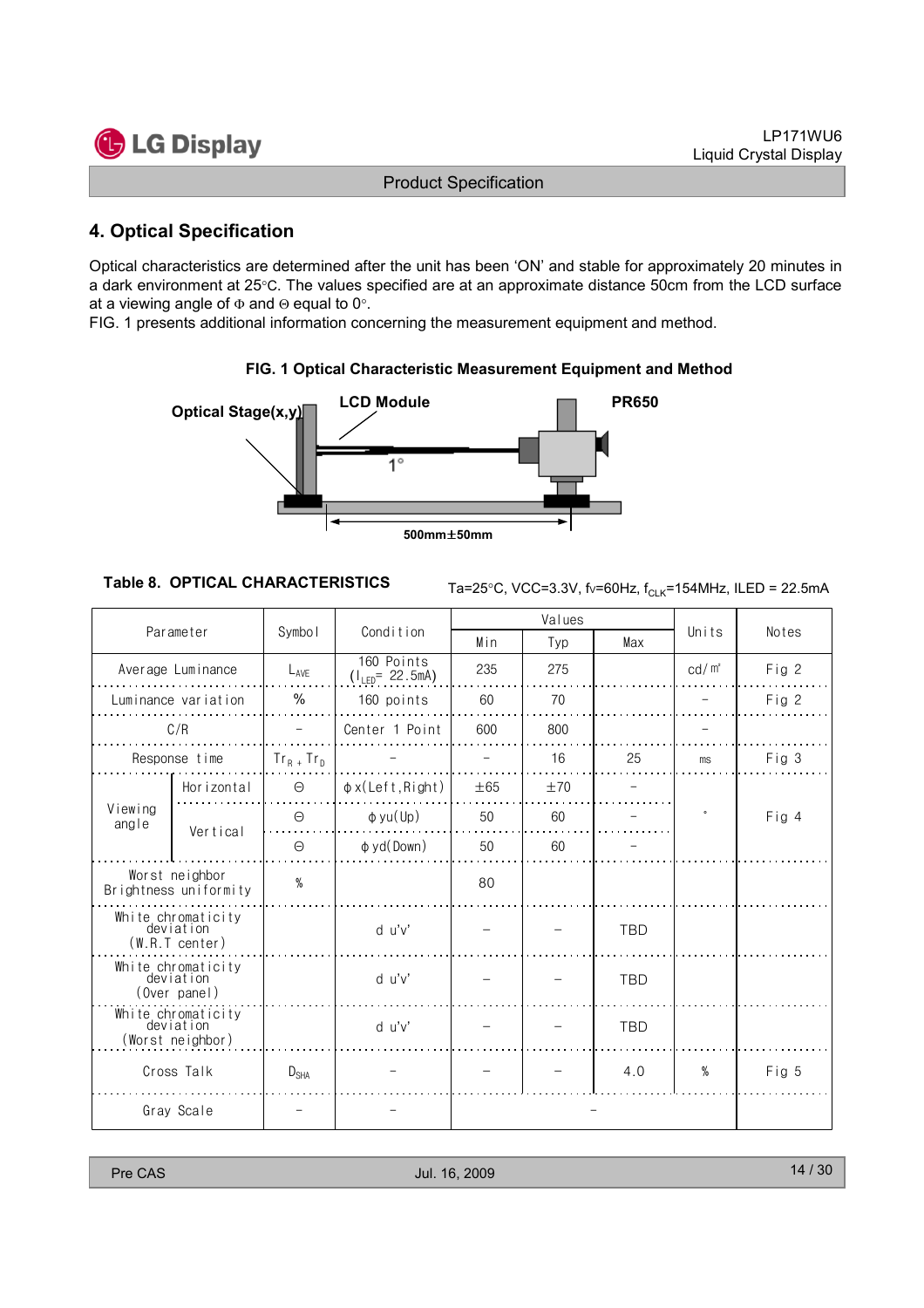## 4. Optical Specification

Optical characteristics are determined after the unit has been 'ON' and stable for approximately 20 minutes in a dark environment at 25°C. The values specified are at an approximate distance 50cm from the LCD surface at a viewing angle of Φ and Θ equal to 0°.

FIG. 1 presents additional information concerning the measurement equipment and method.

**FIG. 1 Optical Characteristic Measurement Equipment and Method**

Optical Stage(x,y) LCD Module PR650 1° 500mm±50mm

**Table 8. OPTICAL CHARACTERISTICS**

Ta=25°C, VCC=3.3V, fv=60Hz, $f_{CLK}$=154MHz, ILED = 22.5mA

| Parameter | | Symbol | Condition | Values | | | Units | Notes |
|---|---|---|---|---|---|---|---|---|
| | | | | Min | Typ | Max | | |
| Average Luminance | | $L_{AVE}$ | 160 Points ($I_{LED}$= 22.5mA) | 235 | 275 | | cd/㎡ | Fig 2 |
| Luminance variation | | % | 160 points | 60 | 70 | | - | Fig 2 |
| C/R | | - | Center 1 Point | 600 | 800 | | - | |
| Response time | | $Tr_R + Tr_D$ | - | - | 16 | 25 | ms | Fig 3 |
| Viewing angle | Horizontal | Θ | φx(Left,Right) | ±65 | ±70 | - | ° | Fig 4 |
| | Vertical | Θ | φyu(Up) | 50 | 60 | - | | |
| | | Θ | φyd(Down) | 50 | 60 | - | | |
| Worst neighbor Brightness uniformity | | % | | 80 | | | | |
| White chromaticity deviation (W.R.T center) | | | d u'v' | - | - | TBD | | |
| White chromaticity deviation (Over panel) | | | d u'v' | - | - | TBD | | |
| White chromaticity deviation (Worst neighbor) | | | d u'v' | - | - | TBD | | |
| Cross Talk | | $D_{SHA}$ | - | - | - | 4.0 | % | Fig 5 |
| Gray Scale | | - | - | - | | | | |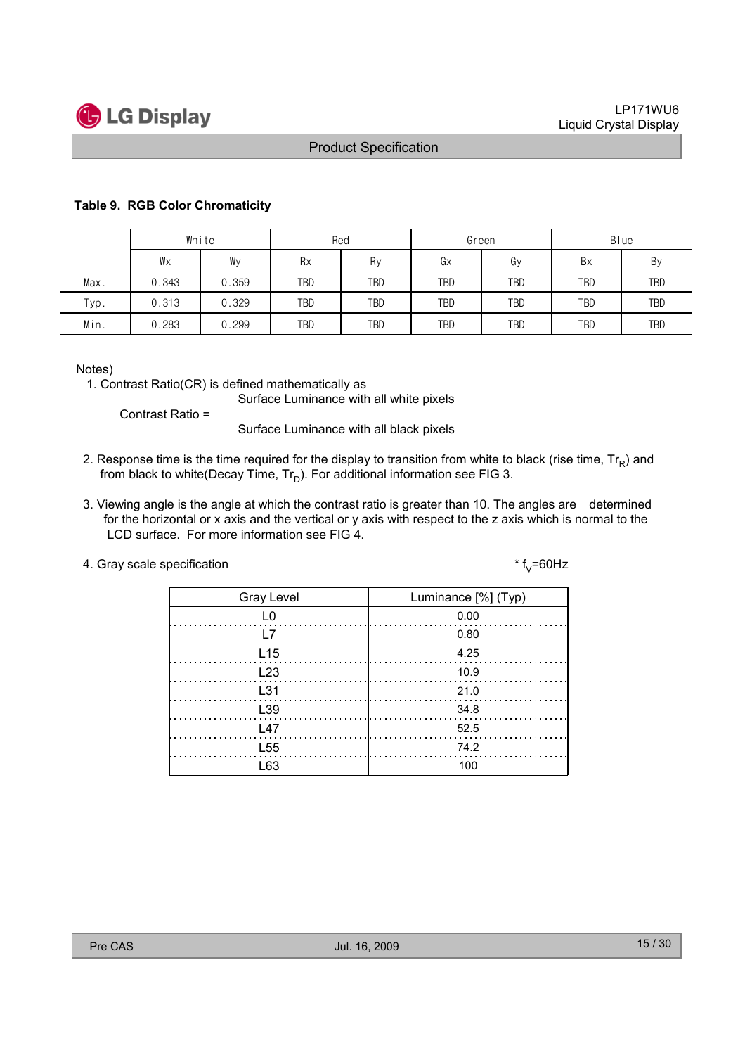**Table 9. RGB Color Chromaticity**

| | White | | Red | | Green | | Blue | |
|---|---|---|---|---|---|---|---|---|
| | Wx | Wy | Rx | Ry | Gx | Gy | Bx | By |
| Max. | 0.343 | 0.359 | TBD | TBD | TBD | TBD | TBD | TBD |
| Typ. | 0.313 | 0.329 | TBD | TBD | TBD | TBD | TBD | TBD |
| Min. | 0.283 | 0.299 | TBD | TBD | TBD | TBD | TBD | TBD |

Notes)

1. Contrast Ratio(CR) is defined mathematically as

$$\text{Contrast Ratio} = \frac{\text{Surface Luminance with all white pixels}}{\text{Surface Luminance with all black pixels}}$$

2. Response time is the time required for the display to transition from white to black (rise time, $Tr_R$) and from black to white(Decay Time, $Tr_D$). For additional information see FIG 3.

3. Viewing angle is the angle at which the contrast ratio is greater than 10. The angles are determined for the horizontal or x axis and the vertical or y axis with respect to the z axis which is normal to the LCD surface. For more information see FIG 4.

4. Gray scale specification

\* $f_V$=60Hz

| Gray Level | Luminance [%] (Typ) |
|---|---|
| L0 | 0.00 |
| L7 | 0.80 |
| L15 | 4.25 |
| L23 | 10.9 |
| L31 | 21.0 |
| L39 | 34.8 |
| L47 | 52.5 |
| L55 | 74.2 |
| L63 | 100 |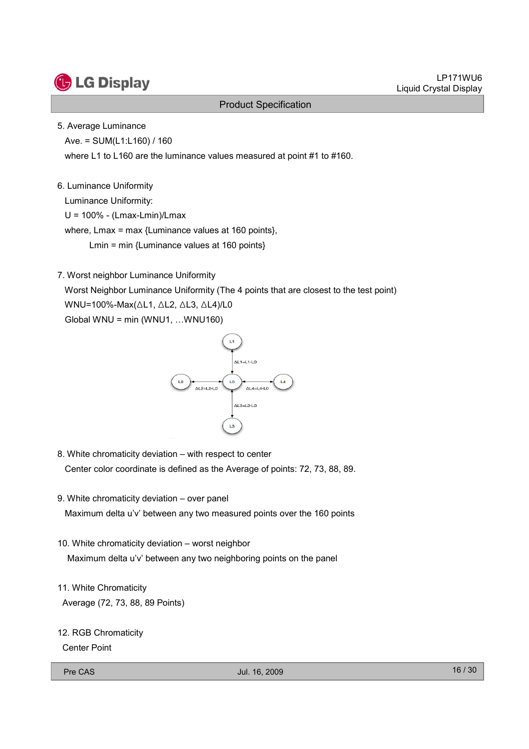5. Average Luminance

Ave. = SUM(L1:L160) / 160

where L1 to L160 are the luminance values measured at point #1 to #160.

6. Luminance Uniformity

Luminance Uniformity:

U = 100% - (Lmax-Lmin)/Lmax

where, Lmax = max {Luminance values at 160 points},

Lmin = min {Luminance values at 160 points}

7. Worst neighbor Luminance Uniformity

Worst Neighbor Luminance Uniformity (The 4 points that are closest to the test point)

WNU=100%-Max(ΔL1, ΔL2, ΔL3, ΔL4)/L0

Global WNU = min (WNU1, …WNU160)

L1

ΔL1=L1-L0

L2 ΔL2=L2-L0 L0 ΔL4=L4-L0 L4

ΔL3=L3-L0

L3

8. White chromaticity deviation – with respect to center

Center color coordinate is defined as the Average of points: 72, 73, 88, 89.

9. White chromaticity deviation – over panel

Maximum delta u'v' between any two measured points over the 160 points

10. White chromaticity deviation – worst neighbor

Maximum delta u'v' between any two neighboring points on the panel

11. White Chromaticity

Average (72, 73, 88, 89 Points)

12. RGB Chromaticity

Center Point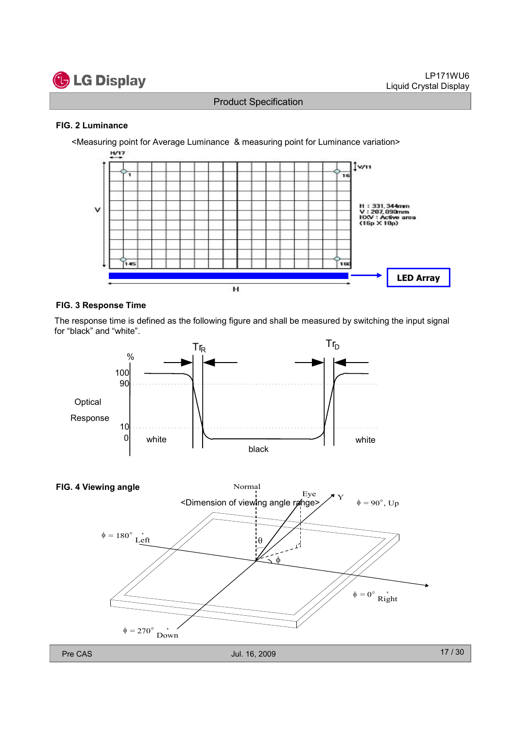### FIG. 2 Luminance

<Measuring point for Average Luminance & measuring point for Luminance variation>

H/17

V/11

V

H

1

16

145

160

H : 331.344mm
V : 207.090mm
HXV : Active area
(16p X 10p)

LED Array

### FIG. 3 Response Time

The response time is defined as the following figure and shall be measured by switching the input signal for "black" and "white".

$Tr_R$ $Tr_D$

%

100

90

10

0

Optical Response

white

black

white

### FIG. 4 Viewing angle

<Dimension of viewing angle range>

Normal

Eye

Y

$\phi$ = 90°, Up

$\phi$ = 180°, Left

$\theta$

$\phi$

$\phi$ = 0°, Right

$\phi$ = 270°, Down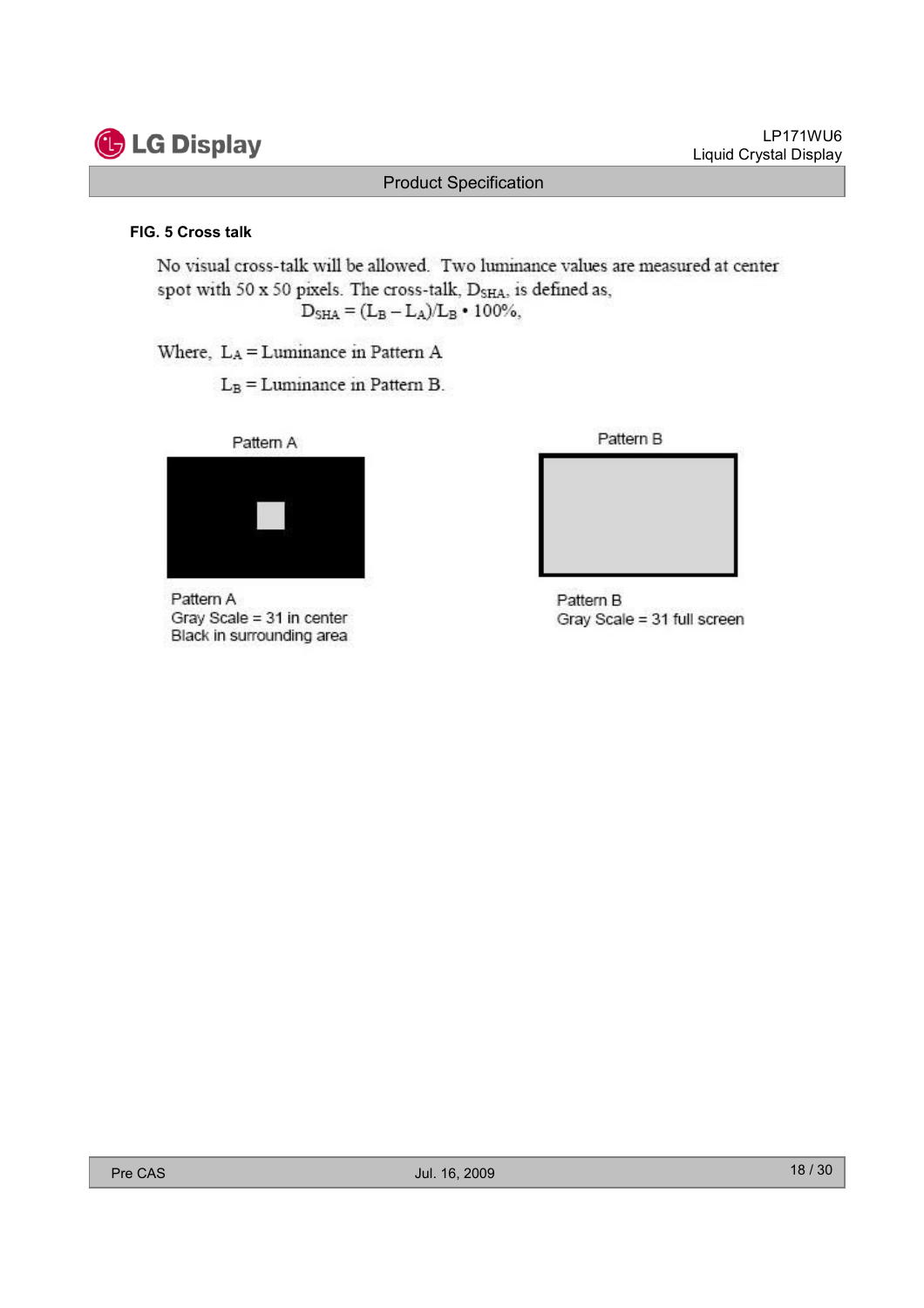**FIG. 5 Cross talk**

No visual cross-talk will be allowed. Two luminance values are measured at center spot with 50 x 50 pixels. The cross-talk, $D_{SHA}$, is defined as,

$$D_{SHA} = (L_B - L_A)/L_B \cdot 100\%,$$

Where, $L_A$ = Luminance in Pattern A

$L_B$ = Luminance in Pattern B.

Pattern A

Pattern B

Pattern A
Gray Scale = 31 in center
Black in surrounding area

Pattern B
Gray Scale = 31 full screen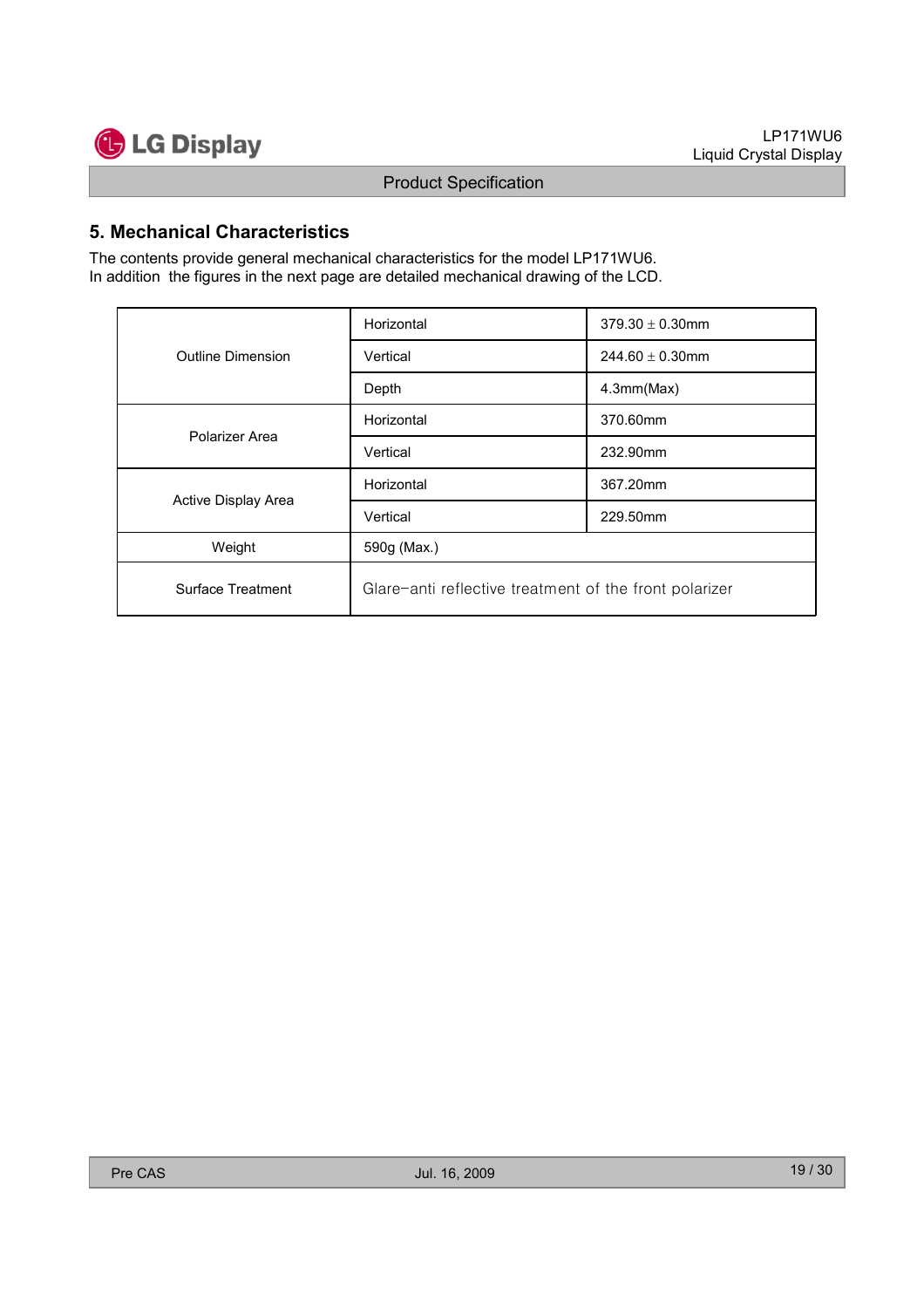## 5. Mechanical Characteristics

The contents provide general mechanical characteristics for the model LP171WU6.
In addition the figures in the next page are detailed mechanical drawing of the LCD.

| | | |
|---|---|---|
| Outline Dimension | Horizontal | 379.30 ± 0.30mm |
| | Vertical | 244.60 ± 0.30mm |
| | Depth | 4.3mm(Max) |
| Polarizer Area | Horizontal | 370.60mm |
| | Vertical | 232.90mm |
| Active Display Area | Horizontal | 367.20mm |
| | Vertical | 229.50mm |
| Weight | 590g (Max.) | |
| Surface Treatment | Glare-anti reflective treatment of the front polarizer | |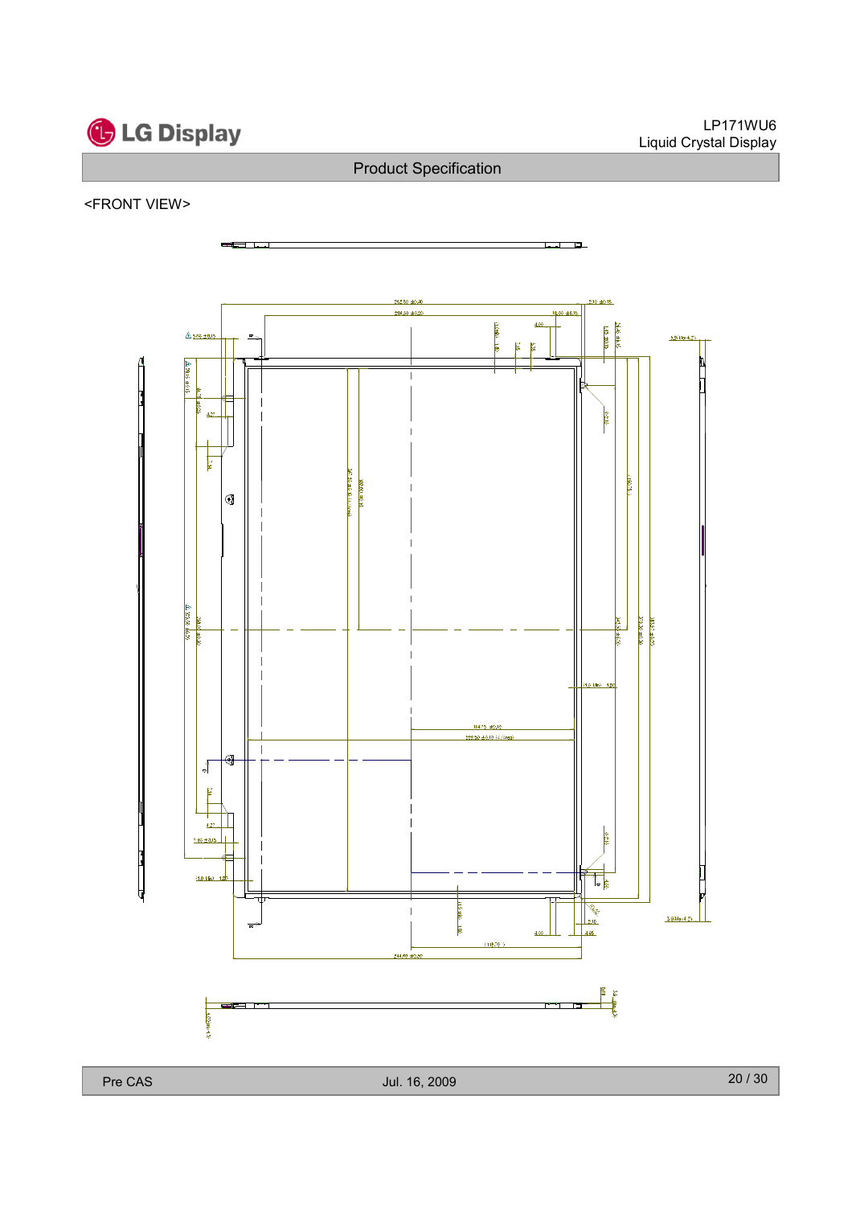<FRONT VIEW>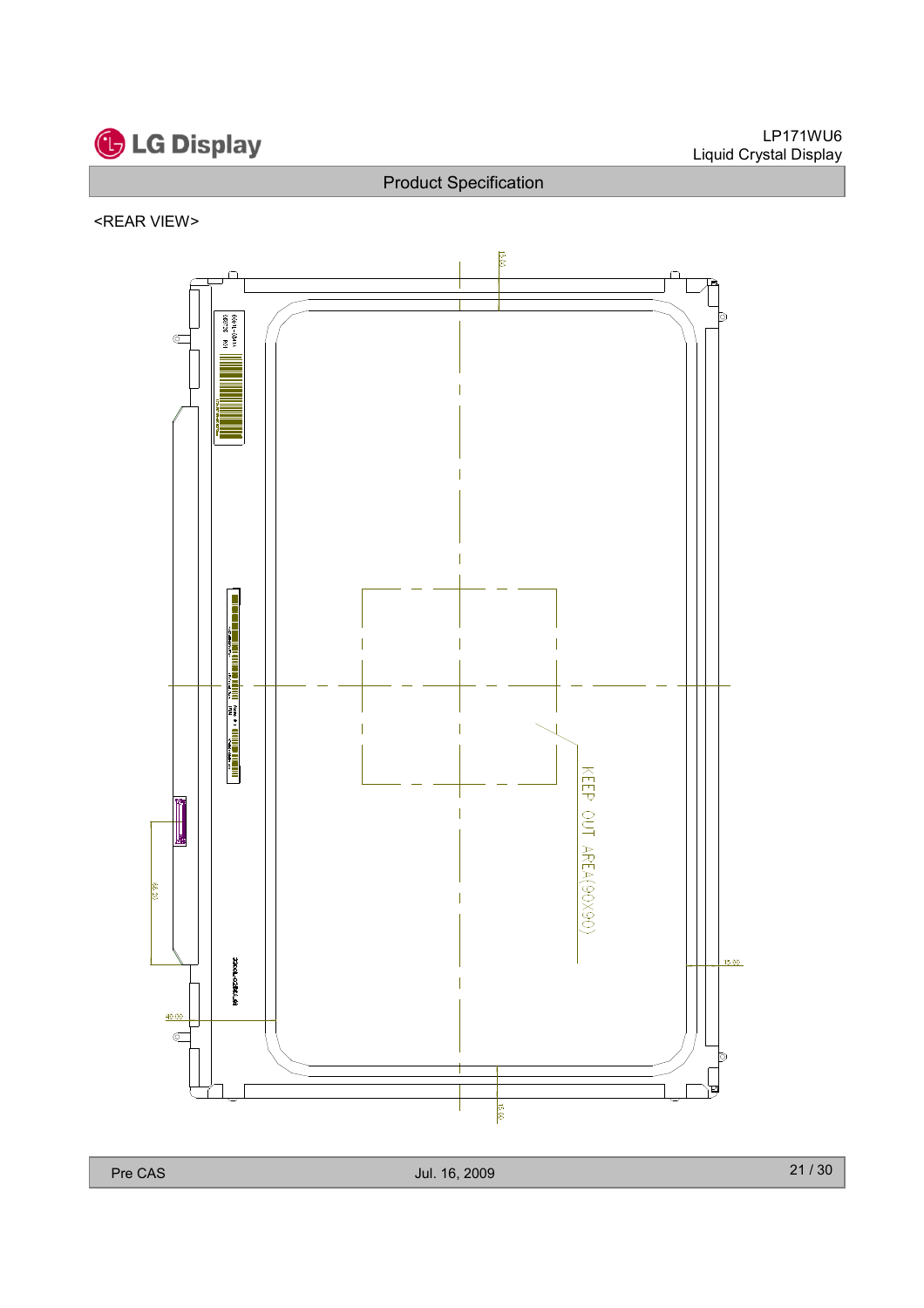<REAR VIEW>

KEEP OUT AREA(90X90)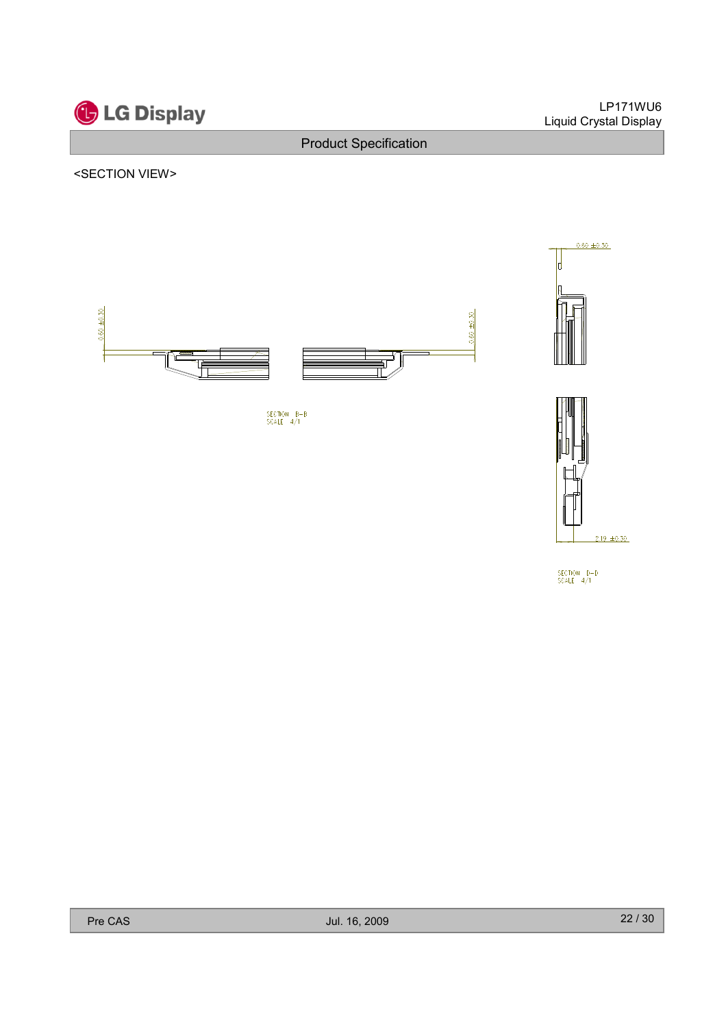<SECTION VIEW>

0.60 ±0.30

0.60 ±0.30

0.60 ±0.30

SECTION B-B
SCALE 4/1

2.19 ±0.30

SECTION D-D
SCALE 4/1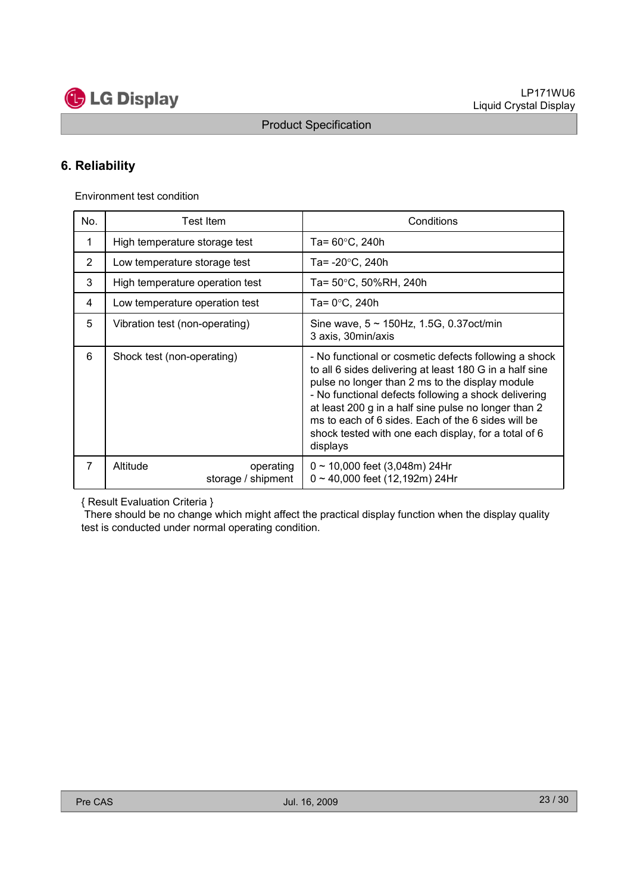## 6. Reliability

Environment test condition

| No. | Test Item | Conditions |
|---|---|---|
| 1 | High temperature storage test | Ta= 60°C, 240h |
| 2 | Low temperature storage test | Ta= -20°C, 240h |
| 3 | High temperature operation test | Ta= 50°C, 50%RH, 240h |
| 4 | Low temperature operation test | Ta= 0°C, 240h |
| 5 | Vibration test (non-operating) | Sine wave, 5 ~ 150Hz, 1.5G, 0.37oct/min<br>3 axis, 30min/axis |
| 6 | Shock test (non-operating) | - No functional or cosmetic defects following a shock to all 6 sides delivering at least 180 G in a half sine pulse no longer than 2 ms to the display module<br>- No functional defects following a shock delivering at least 200 g in a half sine pulse no longer than 2 ms to each of 6 sides. Each of the 6 sides will be shock tested with one each display, for a total of 6 displays |
| 7 | Altitude operating<br>storage / shipment | 0 ~ 10,000 feet (3,048m) 24Hr<br>0 ~ 40,000 feet (12,192m) 24Hr |

{ Result Evaluation Criteria }

There should be no change which might affect the practical display function when the display quality test is conducted under normal operating condition.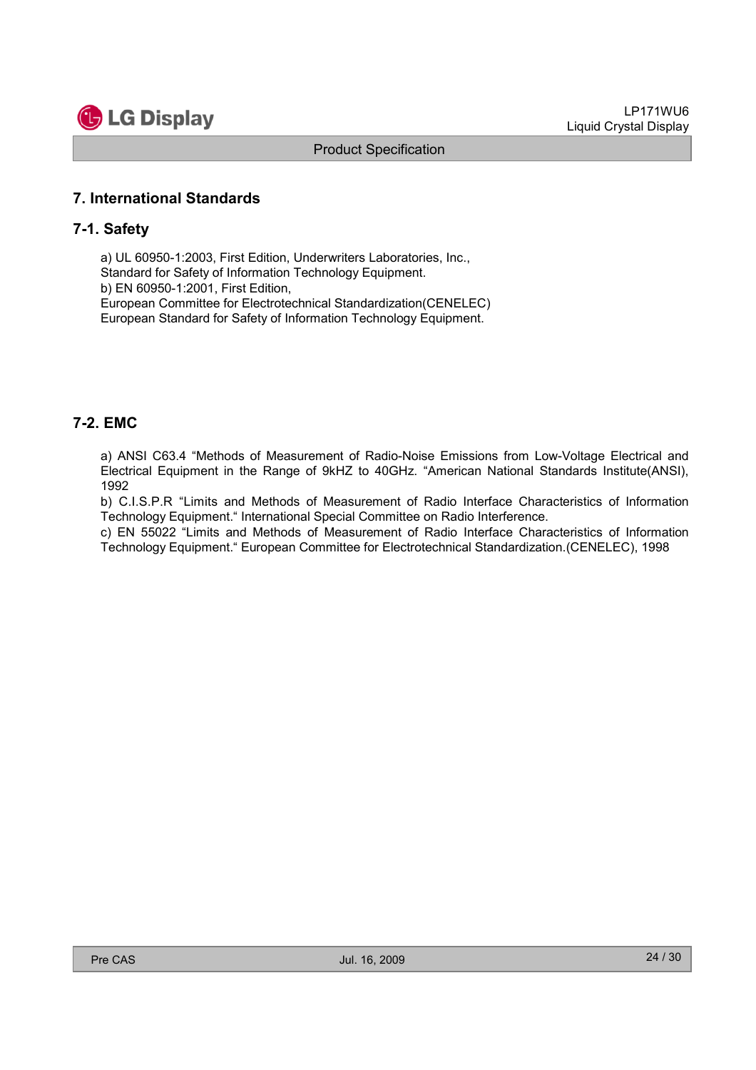## 7. International Standards

### 7-1. Safety

a) UL 60950-1:2003, First Edition, Underwriters Laboratories, Inc.,
Standard for Safety of Information Technology Equipment.
b) EN 60950-1:2001, First Edition,
European Committee for Electrotechnical Standardization(CENELEC)
European Standard for Safety of Information Technology Equipment.

### 7-2. EMC

a) ANSI C63.4 "Methods of Measurement of Radio-Noise Emissions from Low-Voltage Electrical and Electrical Equipment in the Range of 9kHZ to 40GHz. "American National Standards Institute(ANSI), 1992
b) C.I.S.P.R "Limits and Methods of Measurement of Radio Interface Characteristics of Information Technology Equipment." International Special Committee on Radio Interference.
c) EN 55022 "Limits and Methods of Measurement of Radio Interface Characteristics of Information Technology Equipment." European Committee for Electrotechnical Standardization.(CENELEC), 1998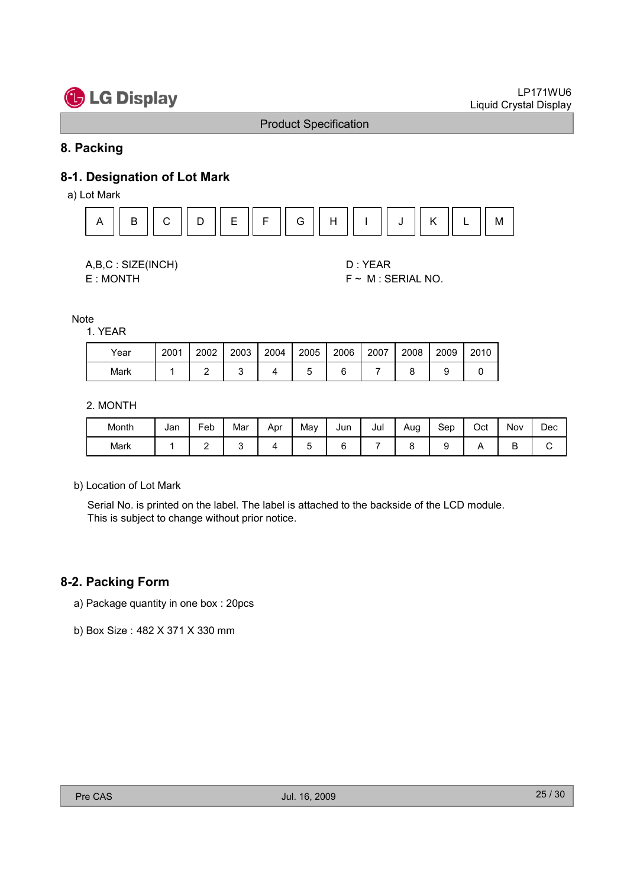# 8. Packing

## 8-1. Designation of Lot Mark

a) Lot Mark

| A | B | C | D | E | F | G | H | I | J | K | L | M |
|---|---|---|---|---|---|---|---|---|---|---|---|---|

A,B,C : SIZE(INCH)
E : MONTH

D : YEAR
F ~ M : SERIAL NO.

Note

1. YEAR

| Year | 2001 | 2002 | 2003 | 2004 | 2005 | 2006 | 2007 | 2008 | 2009 | 2010 |
|---|---|---|---|---|---|---|---|---|---|---|
| Mark | 1 | 2 | 3 | 4 | 5 | 6 | 7 | 8 | 9 | 0 |

2. MONTH

| Month | Jan | Feb | Mar | Apr | May | Jun | Jul | Aug | Sep | Oct | Nov | Dec |
|---|---|---|---|---|---|---|---|---|---|---|---|---|
| Mark | 1 | 2 | 3 | 4 | 5 | 6 | 7 | 8 | 9 | A | B | C |

b) Location of Lot Mark

Serial No. is printed on the label. The label is attached to the backside of the LCD module.
This is subject to change without prior notice.

## 8-2. Packing Form

a) Package quantity in one box : 20pcs

b) Box Size : 482 X 371 X 330 mm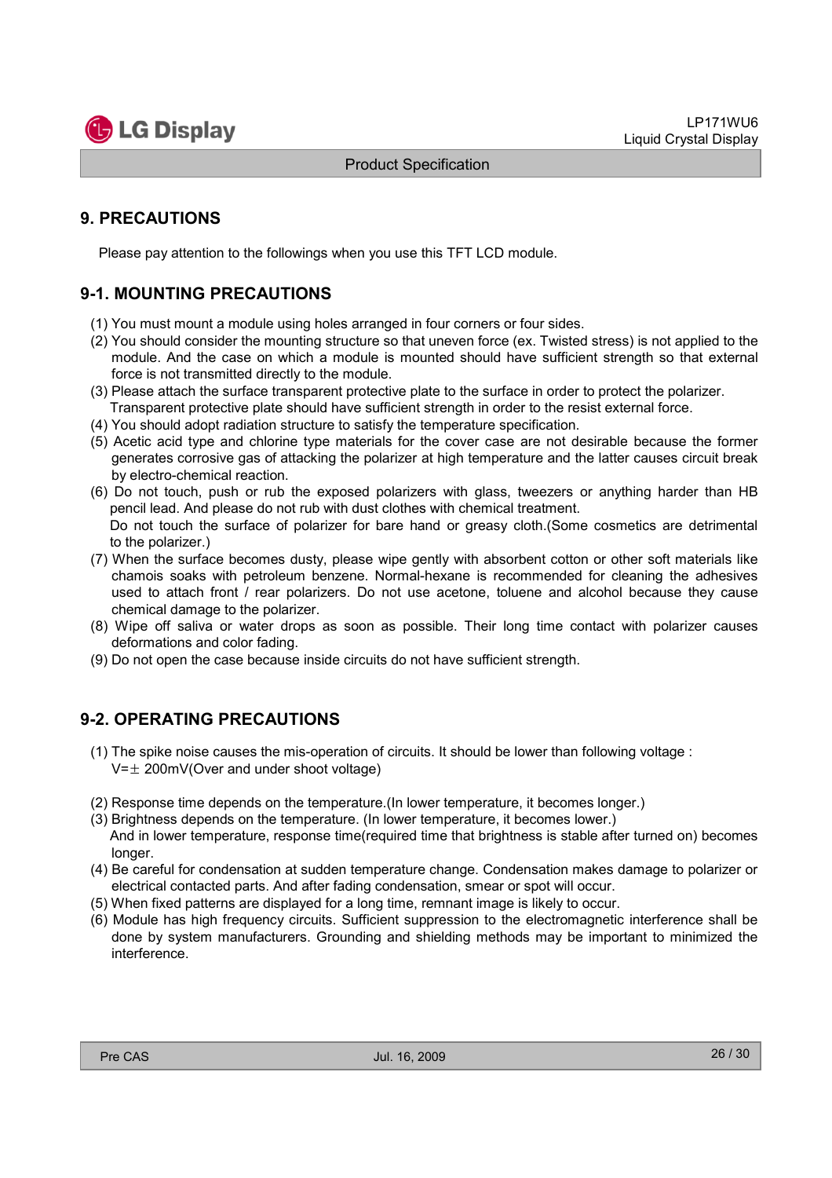## 9. PRECAUTIONS

Please pay attention to the followings when you use this TFT LCD module.

### 9-1. MOUNTING PRECAUTIONS

(1) You must mount a module using holes arranged in four corners or four sides.
(2) You should consider the mounting structure so that uneven force (ex. Twisted stress) is not applied to the module. And the case on which a module is mounted should have sufficient strength so that external force is not transmitted directly to the module.
(3) Please attach the surface transparent protective plate to the surface in order to protect the polarizer. Transparent protective plate should have sufficient strength in order to the resist external force.
(4) You should adopt radiation structure to satisfy the temperature specification.
(5) Acetic acid type and chlorine type materials for the cover case are not desirable because the former generates corrosive gas of attacking the polarizer at high temperature and the latter causes circuit break by electro-chemical reaction.
(6) Do not touch, push or rub the exposed polarizers with glass, tweezers or anything harder than HB pencil lead. And please do not rub with dust clothes with chemical treatment.
Do not touch the surface of polarizer for bare hand or greasy cloth.(Some cosmetics are detrimental to the polarizer.)
(7) When the surface becomes dusty, please wipe gently with absorbent cotton or other soft materials like chamois soaks with petroleum benzene. Normal-hexane is recommended for cleaning the adhesives used to attach front / rear polarizers. Do not use acetone, toluene and alcohol because they cause chemical damage to the polarizer.
(8) Wipe off saliva or water drops as soon as possible. Their long time contact with polarizer causes deformations and color fading.
(9) Do not open the case because inside circuits do not have sufficient strength.

### 9-2. OPERATING PRECAUTIONS

(1) The spike noise causes the mis-operation of circuits. It should be lower than following voltage :
V=± 200mV(Over and under shoot voltage)

(2) Response time depends on the temperature.(In lower temperature, it becomes longer.)
(3) Brightness depends on the temperature. (In lower temperature, it becomes lower.)
And in lower temperature, response time(required time that brightness is stable after turned on) becomes longer.
(4) Be careful for condensation at sudden temperature change. Condensation makes damage to polarizer or electrical contacted parts. And after fading condensation, smear or spot will occur.
(5) When fixed patterns are displayed for a long time, remnant image is likely to occur.
(6) Module has high frequency circuits. Sufficient suppression to the electromagnetic interference shall be done by system manufacturers. Grounding and shielding methods may be important to minimized the interference.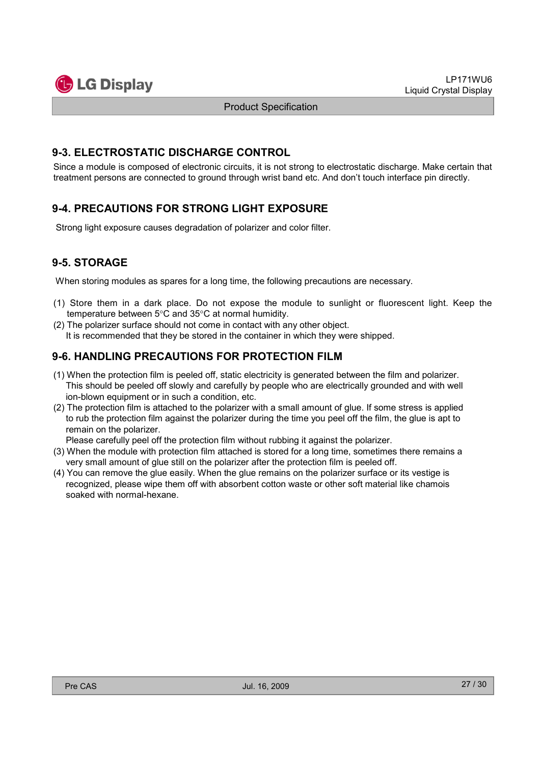## 9-3. ELECTROSTATIC DISCHARGE CONTROL

Since a module is composed of electronic circuits, it is not strong to electrostatic discharge. Make certain that treatment persons are connected to ground through wrist band etc. And don't touch interface pin directly.

## 9-4. PRECAUTIONS FOR STRONG LIGHT EXPOSURE

Strong light exposure causes degradation of polarizer and color filter.

## 9-5. STORAGE

When storing modules as spares for a long time, the following precautions are necessary.

(1) Store them in a dark place. Do not expose the module to sunlight or fluorescent light. Keep the temperature between 5°C and 35°C at normal humidity.
(2) The polarizer surface should not come in contact with any other object.
It is recommended that they be stored in the container in which they were shipped.

## 9-6. HANDLING PRECAUTIONS FOR PROTECTION FILM

(1) When the protection film is peeled off, static electricity is generated between the film and polarizer. This should be peeled off slowly and carefully by people who are electrically grounded and with well ion-blown equipment or in such a condition, etc.
(2) The protection film is attached to the polarizer with a small amount of glue. If some stress is applied to rub the protection film against the polarizer during the time you peel off the film, the glue is apt to remain on the polarizer.
Please carefully peel off the protection film without rubbing it against the polarizer.
(3) When the module with protection film attached is stored for a long time, sometimes there remains a very small amount of glue still on the polarizer after the protection film is peeled off.
(4) You can remove the glue easily. When the glue remains on the polarizer surface or its vestige is recognized, please wipe them off with absorbent cotton waste or other soft material like chamois soaked with normal-hexane.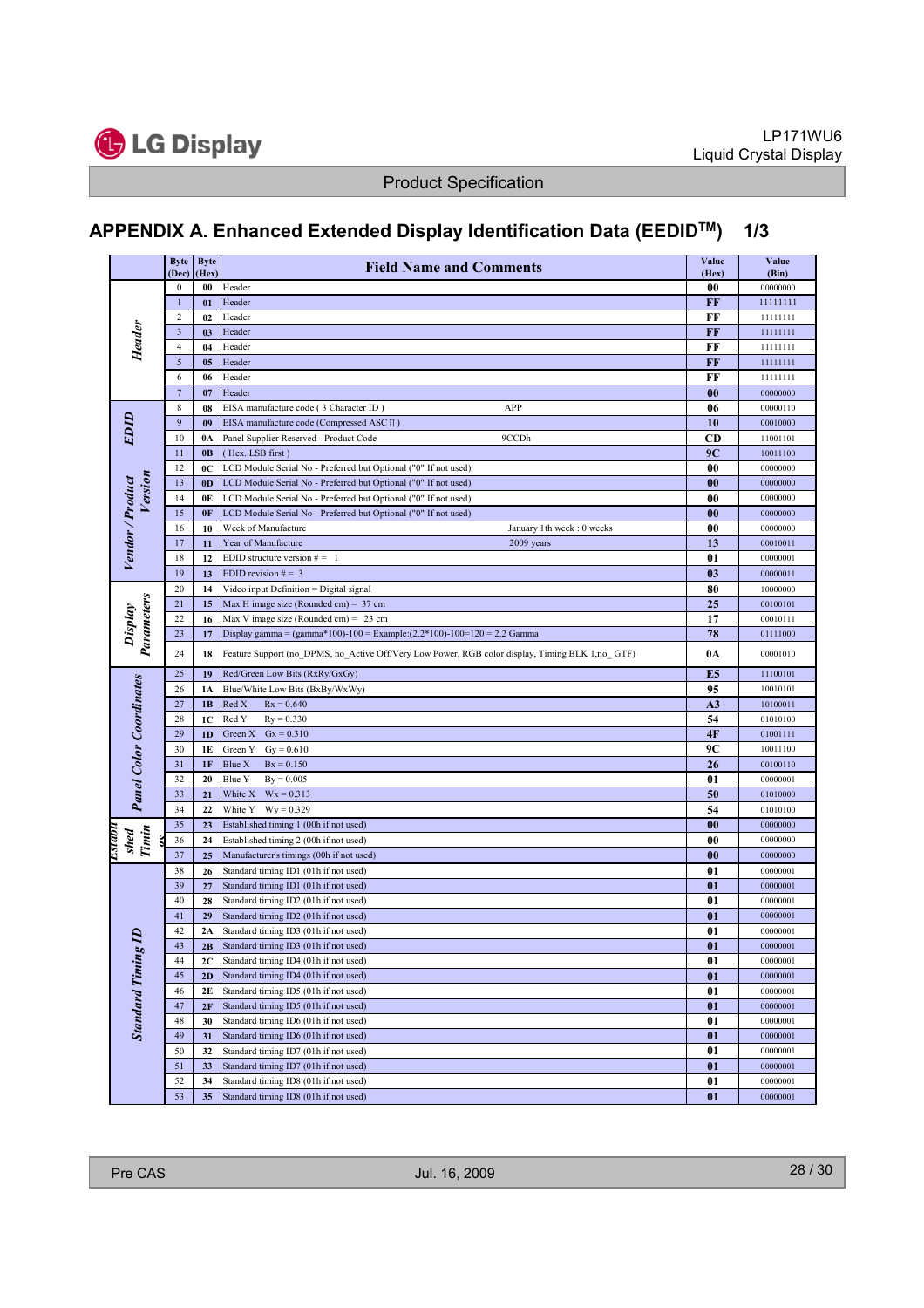## APPENDIX A. Enhanced Extended Display Identification Data (EEDID™) 1/3

| | Byte (Dec) | Byte (Hex) | Field Name and Comments | | Value (Hex) | Value (Bin) |
|---|---|---|---|---|---|---|
| Header | 0 | 00 | Header | | 00 | 00000000 |
| | 1 | 01 | Header | | FF | 11111111 |
| | 2 | 02 | Header | | FF | 11111111 |
| | 3 | 03 | Header | | FF | 11111111 |
| | 4 | 04 | Header | | FF | 11111111 |
| | 5 | 05 | Header | | FF | 11111111 |
| | 6 | 06 | Header | | FF | 11111111 |
| | 7 | 07 | Header | | 00 | 00000000 |
| EDID | 8 | 08 | EISA manufacture code ( 3 Character ID ) | APP | 06 | 00000110 |
| | 9 | 09 | EISA manufacture code (Compressed ASCⅡ) | | 10 | 00010000 |
| Vendor / Product Version | 10 | 0A | Panel Supplier Reserved - Product Code | 9CCDh | CD | 11001101 |
| | 11 | 0B | ( Hex. LSB first ) | | 9C | 10011100 |
| | 12 | 0C | LCD Module Serial No - Preferred but Optional ("0" If not used) | | 00 | 00000000 |
| | 13 | 0D | LCD Module Serial No - Preferred but Optional ("0" If not used) | | 00 | 00000000 |
| | 14 | 0E | LCD Module Serial No - Preferred but Optional ("0" If not used) | | 00 | 00000000 |
| | 15 | 0F | LCD Module Serial No - Preferred but Optional ("0" If not used) | | 00 | 00000000 |
| | 16 | 10 | Week of Manufacture | January 1th week : 0 weeks | 00 | 00000000 |
| | 17 | 11 | Year of Manufacture | 2009 years | 13 | 00010011 |
| | 18 | 12 | EDID structure version # = 1 | | 01 | 00000001 |
| | 19 | 13 | EDID revision # = 3 | | 03 | 00000011 |
| Display Parameters | 20 | 14 | Video input Definition = Digital signal | | 80 | 10000000 |
| | 21 | 15 | Max H image size (Rounded cm) = 37 cm | | 25 | 00100101 |
| | 22 | 16 | Max V image size (Rounded cm) = 23 cm | | 17 | 00010111 |
| | 23 | 17 | Display gamma = (gamma*100)-100 = Example:(2.2*100)-100=120 = 2.2 Gamma | | 78 | 01111000 |
| | 24 | 18 | Feature Support (no_DPMS, no_Active Off/Very Low Power, RGB color display, Timing BLK 1,no_ GTF) | | 0A | 00001010 |
| Panel Color Coordinates | 25 | 19 | Red/Green Low Bits (RxRy/GxGy) | | E5 | 11100101 |
| | 26 | 1A | Blue/White Low Bits (BxBy/WxWy) | | 95 | 10010101 |
| | 27 | 1B | Red X Rx = 0.640 | | A3 | 10100011 |
| | 28 | 1C | Red Y Ry = 0.330 | | 54 | 01010100 |
| | 29 | 1D | Green X Gx = 0.310 | | 4F | 01001111 |
| | 30 | 1E | Green Y Gy = 0.610 | | 9C | 10011100 |
| | 31 | 1F | Blue X Bx = 0.150 | | 26 | 00100110 |
| | 32 | 20 | Blue Y By = 0.005 | | 01 | 00000001 |
| | 33 | 21 | White X Wx = 0.313 | | 50 | 01010000 |
| | 34 | 22 | White Y Wy = 0.329 | | 54 | 01010100 |
| Established Timings | 35 | 23 | Established timing 1 (00h if not used) | | 00 | 00000000 |
| | 36 | 24 | Established timing 2 (00h if not used) | | 00 | 00000000 |
| | 37 | 25 | Manufacturer's timings (00h if not used) | | 00 | 00000000 |
| Standard Timing ID | 38 | 26 | Standard timing ID1 (01h if not used) | | 01 | 00000001 |
| | 39 | 27 | Standard timing ID1 (01h if not used) | | 01 | 00000001 |
| | 40 | 28 | Standard timing ID2 (01h if not used) | | 01 | 00000001 |
| | 41 | 29 | Standard timing ID2 (01h if not used) | | 01 | 00000001 |
| | 42 | 2A | Standard timing ID3 (01h if not used) | | 01 | 00000001 |
| | 43 | 2B | Standard timing ID3 (01h if not used) | | 01 | 00000001 |
| | 44 | 2C | Standard timing ID4 (01h if not used) | | 01 | 00000001 |
| | 45 | 2D | Standard timing ID4 (01h if not used) | | 01 | 00000001 |
| | 46 | 2E | Standard timing ID5 (01h if not used) | | 01 | 00000001 |
| | 47 | 2F | Standard timing ID5 (01h if not used) | | 01 | 00000001 |
| | 48 | 30 | Standard timing ID6 (01h if not used) | | 01 | 00000001 |
| | 49 | 31 | Standard timing ID6 (01h if not used) | | 01 | 00000001 |
| | 50 | 32 | Standard timing ID7 (01h if not used) | | 01 | 00000001 |
| | 51 | 33 | Standard timing ID7 (01h if not used) | | 01 | 00000001 |
| | 52 | 34 | Standard timing ID8 (01h if not used) | | 01 | 00000001 |
| | 53 | 35 | Standard timing ID8 (01h if not used) | | 01 | 00000001 |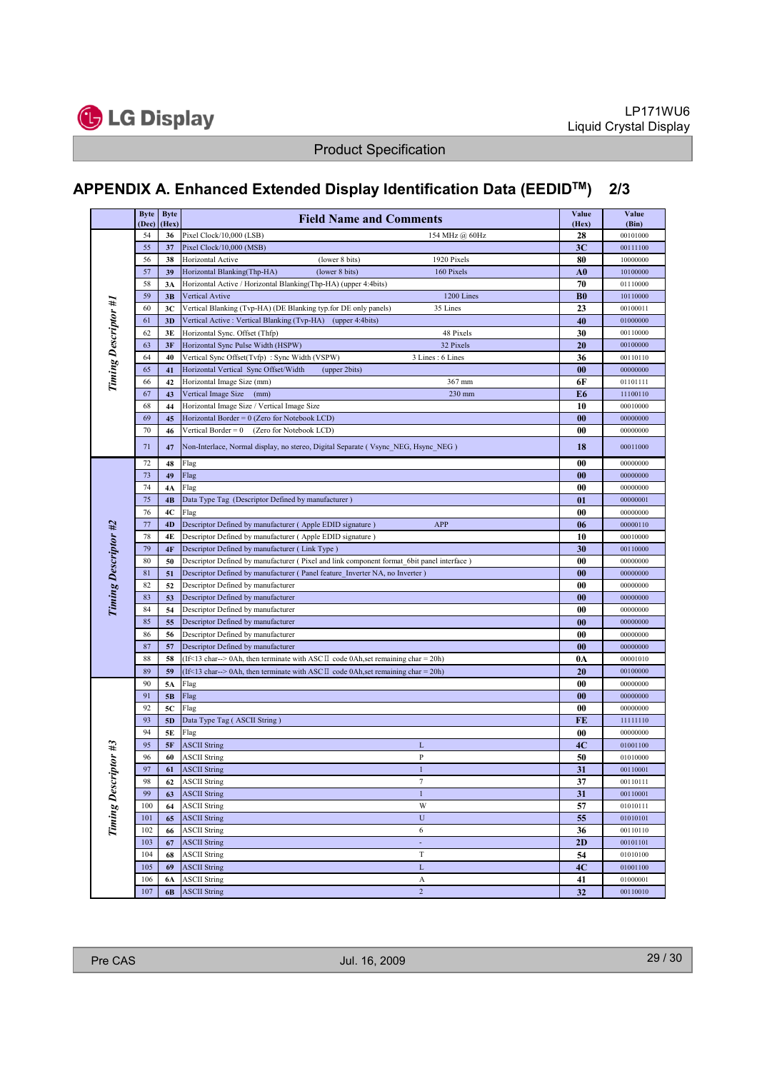## APPENDIX A. Enhanced Extended Display Identification Data (EEDID$^{TM}$) 2/3

| | Byte (Dec) | Byte (Hex) | Field Name and Comments | | Value (Hex) | Value (Bin) |
|---|---|---|---|---|---|---|
| Timing Descriptor #1 | 54 | 36 | Pixel Clock/10,000 (LSB) | 154 MHz @ 60Hz | 28 | 00101000 |
| | 55 | 37 | Pixel Clock/10,000 (MSB) | | 3C | 00111100 |
| | 56 | 38 | Horizontal Active (lower 8 bits) | 1920 Pixels | 80 | 10000000 |
| | 57 | 39 | Horizontal Blanking(Thp-HA) (lower 8 bits) | 160 Pixels | A0 | 10100000 |
| | 58 | 3A | Horizontal Active / Horizontal Blanking(Thp-HA) (upper 4:4bits) | | 70 | 01110000 |
| | 59 | 3B | Vertical Avtive | 1200 Lines | B0 | 10110000 |
| | 60 | 3C | Vertical Blanking (Tvp-HA) (DE Blanking typ.for DE only panels) | 35 Lines | 23 | 00100011 |
| | 61 | 3D | Vertical Active : Vertical Blanking (Tvp-HA) (upper 4:4bits) | | 40 | 01000000 |
| | 62 | 3E | Horizontal Sync. Offset (Thfp) | 48 Pixels | 30 | 00110000 |
| | 63 | 3F | Horizontal Sync Pulse Width (HSPW) | 32 Pixels | 20 | 00100000 |
| | 64 | 40 | Vertical Sync Offset(Tvfp) : Sync Width (VSPW) | 3 Lines : 6 Lines | 36 | 00110110 |
| | 65 | 41 | Horizontal Vertical Sync Offset/Width (upper 2bits) | | 00 | 00000000 |
| | 66 | 42 | Horizontal Image Size (mm) | 367 mm | 6F | 01101111 |
| | 67 | 43 | Vertical Image Size (mm) | 230 mm | E6 | 11100110 |
| | 68 | 44 | Horizontal Image Size / Vertical Image Size | | 10 | 00010000 |
| | 69 | 45 | Horizontal Border = 0 (Zero for Notebook LCD) | | 00 | 00000000 |
| | 70 | 46 | Vertical Border = 0 (Zero for Notebook LCD) | | 00 | 00000000 |
| | 71 | 47 | Non-Interlace, Normal display, no stereo, Digital Separate ( Vsync_NEG, Hsync_NEG ) | | 18 | 00011000 |
| Timing Descriptor #2 | 72 | 48 | Flag | | 00 | 00000000 |
| | 73 | 49 | Flag | | 00 | 00000000 |
| | 74 | 4A | Flag | | 00 | 00000000 |
| | 75 | 4B | Data Type Tag (Descriptor Defined by manufacturer ) | | 01 | 00000001 |
| | 76 | 4C | Flag | | 00 | 00000000 |
| | 77 | 4D | Descriptor Defined by manufacturer ( Apple EDID signature ) | APP | 06 | 00000110 |
| | 78 | 4E | Descriptor Defined by manufacturer ( Apple EDID signature ) | | 10 | 00010000 |
| | 79 | 4F | Descriptor Defined by manufacturer ( Link Type ) | | 30 | 00110000 |
| | 80 | 50 | Descriptor Defined by manufacturer ( Pixel and link component format_6bit panel interface ) | | 00 | 00000000 |
| | 81 | 51 | Descriptor Defined by manufacturer ( Panel feature_Inverter NA, no Inverter ) | | 00 | 00000000 |
| | 82 | 52 | Descriptor Defined by manufacturer | | 00 | 00000000 |
| | 83 | 53 | Descriptor Defined by manufacturer | | 00 | 00000000 |
| | 84 | 54 | Descriptor Defined by manufacturer | | 00 | 00000000 |
| | 85 | 55 | Descriptor Defined by manufacturer | | 00 | 00000000 |
| | 86 | 56 | Descriptor Defined by manufacturer | | 00 | 00000000 |
| | 87 | 57 | Descriptor Defined by manufacturer | | 00 | 00000000 |
| | 88 | 58 | (If<13 char--> 0Ah, then terminate with ASCII code 0Ah,set remaining char = 20h) | | 0A | 00001010 |
| | 89 | 59 | (If<13 char--> 0Ah, then terminate with ASCII code 0Ah,set remaining char = 20h) | | 20 | 00100000 |
| Timing Descriptor #3 | 90 | 5A | Flag | | 00 | 00000000 |
| | 91 | 5B | Flag | | 00 | 00000000 |
| | 92 | 5C | Flag | | 00 | 00000000 |
| | 93 | 5D | Data Type Tag ( ASCII String ) | | FE | 11111110 |
| | 94 | 5E | Flag | | 00 | 00000000 |
| | 95 | 5F | ASCII String | L | 4C | 01001100 |
| | 96 | 60 | ASCII String | P | 50 | 01010000 |
| | 97 | 61 | ASCII String | 1 | 31 | 00110001 |
| | 98 | 62 | ASCII String | 7 | 37 | 00110111 |
| | 99 | 63 | ASCII String | 1 | 31 | 00110001 |
| | 100 | 64 | ASCII String | W | 57 | 01010111 |
| | 101 | 65 | ASCII String | U | 55 | 01010101 |
| | 102 | 66 | ASCII String | 6 | 36 | 00110110 |
| | 103 | 67 | ASCII String | - | 2D | 00101101 |
| | 104 | 68 | ASCII String | T | 54 | 01010100 |
| | 105 | 69 | ASCII String | L | 4C | 01001100 |
| | 106 | 6A | ASCII String | A | 41 | 01000001 |
| | 107 | 6B | ASCII String | 2 | 32 | 00110010 |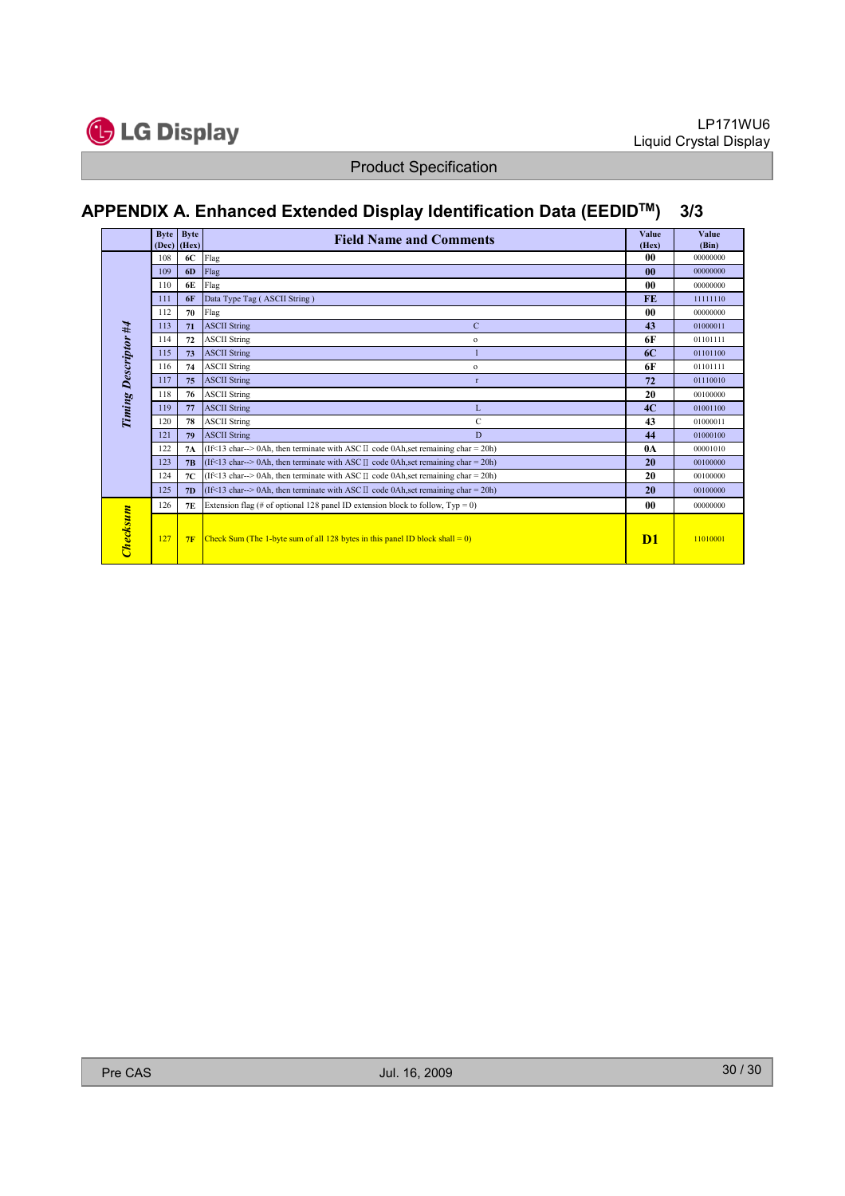## APPENDIX A. Enhanced Extended Display Identification Data (EEDID[TM]) 3/3

| | Byte (Dec) | Byte (Hex) | Field Name and Comments | | Value (Hex) | Value (Bin) |
|---|---|---|---|---|---|---|
| *Timing Descriptor #4* | 108 | 6C | Flag | | 00 | 00000000 |
| | 109 | 6D | Flag | | 00 | 00000000 |
| | 110 | 6E | Flag | | 00 | 00000000 |
| | 111 | 6F | Data Type Tag ( ASCII String ) | | FE | 11111110 |
| | 112 | 70 | Flag | | 00 | 00000000 |
| | 113 | 71 | ASCII String | C | 43 | 01000011 |
| | 114 | 72 | ASCII String | o | 6F | 01101111 |
| | 115 | 73 | ASCII String | l | 6C | 01101100 |
| | 116 | 74 | ASCII String | o | 6F | 01101111 |
| | 117 | 75 | ASCII String | r | 72 | 01110010 |
| | 118 | 76 | ASCII String | | 20 | 00100000 |
| | 119 | 77 | ASCII String | L | 4C | 01001100 |
| | 120 | 78 | ASCII String | C | 43 | 01000011 |
| | 121 | 79 | ASCII String | D | 44 | 01000100 |
| | 122 | 7A | (If<13 char--> 0Ah, then terminate with ASC II code 0Ah,set remaining char = 20h) | | 0A | 00001010 |
| | 123 | 7B | (If<13 char--> 0Ah, then terminate with ASC II code 0Ah,set remaining char = 20h) | | 20 | 00100000 |
| | 124 | 7C | (If<13 char--> 0Ah, then terminate with ASC II code 0Ah,set remaining char = 20h) | | 20 | 00100000 |
| | 125 | 7D | (If<13 char--> 0Ah, then terminate with ASC II code 0Ah,set remaining char = 20h) | | 20 | 00100000 |
| *Checksum* | 126 | 7E | Extension flag (# of optional 128 panel ID extension block to follow, Typ = 0) | | 00 | 00000000 |
| | 127 | 7F | Check Sum (The 1-byte sum of all 128 bytes in this panel ID block shall = 0) | | D1 | 11010001 |